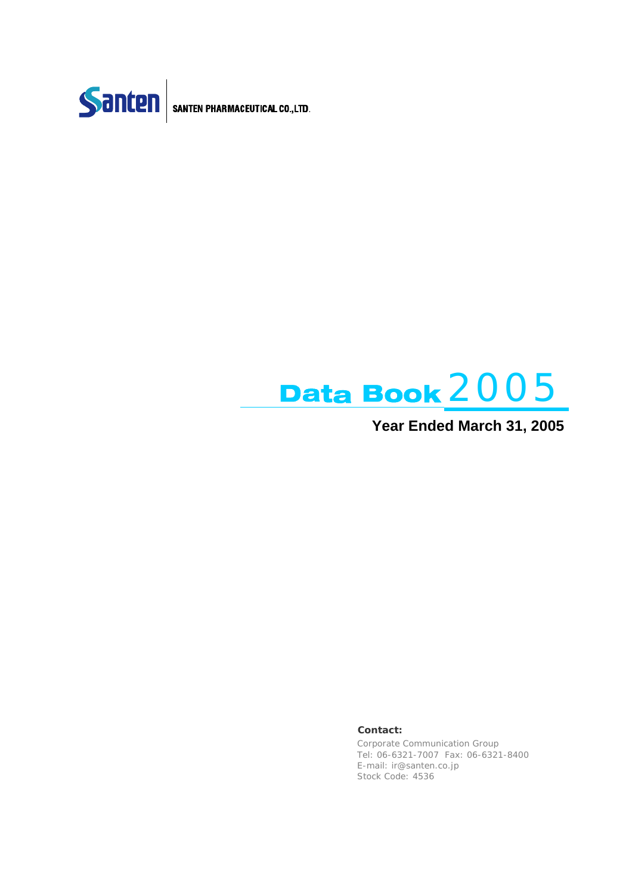Santen | SANTEN PHARMACEUTICAL CO.,LTD.

# Data Book 2005

**Year Ended March 31, 2005**

**Contact:**

Corporate Communication Group
Tel: 06-6321-7007 Fax: 06-6321-8400
E-mail: ir@santen.co.jp
Stock Code: 4536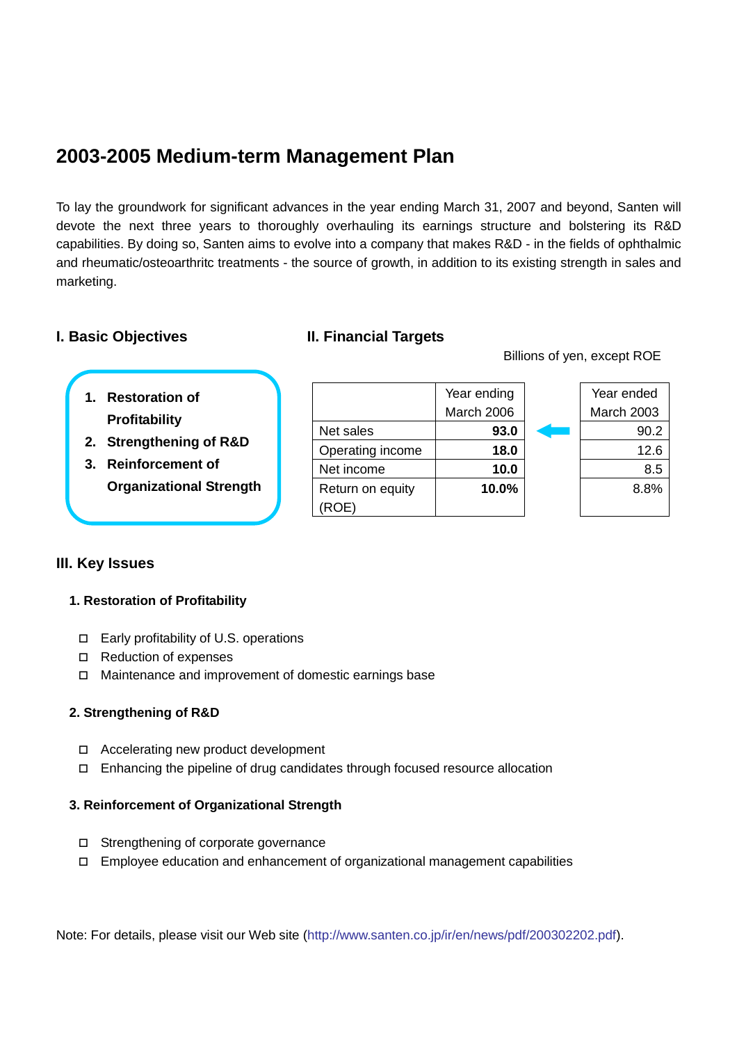# 2003-2005 Medium-term Management Plan

To lay the groundwork for significant advances in the year ending March 31, 2007 and beyond, Santen will devote the next three years to thoroughly overhauling its earnings structure and bolstering its R&D capabilities. By doing so, Santen aims to evolve into a company that makes R&D - in the fields of ophthalmic and rheumatic/osteoarthritc treatments - the source of growth, in addition to its existing strength in sales and marketing.

## I. Basic Objectives

1. **Restoration of Profitability**
2. **Strengthening of R&D**
3. **Reinforcement of Organizational Strength**

## II. Financial Targets

Billions of yen, except ROE

| | Year ending March 2006 | | Year ended March 2003 |
|---|---|---|---|
| Net sales | **93.0** | ← | 90.2 |
| Operating income | **18.0** | | 12.6 |
| Net income | **10.0** | | 8.5 |
| Return on equity (ROE) | **10.0%** | | 8.8% |

## III. Key Issues

### 1. Restoration of Profitability

- Early profitability of U.S. operations
- Reduction of expenses
- Maintenance and improvement of domestic earnings base

### 2. Strengthening of R&D

- Accelerating new product development
- Enhancing the pipeline of drug candidates through focused resource allocation

### 3. Reinforcement of Organizational Strength

- Strengthening of corporate governance
- Employee education and enhancement of organizational management capabilities

Note: For details, please visit our Web site (http://www.santen.co.jp/ir/en/news/pdf/200302202.pdf).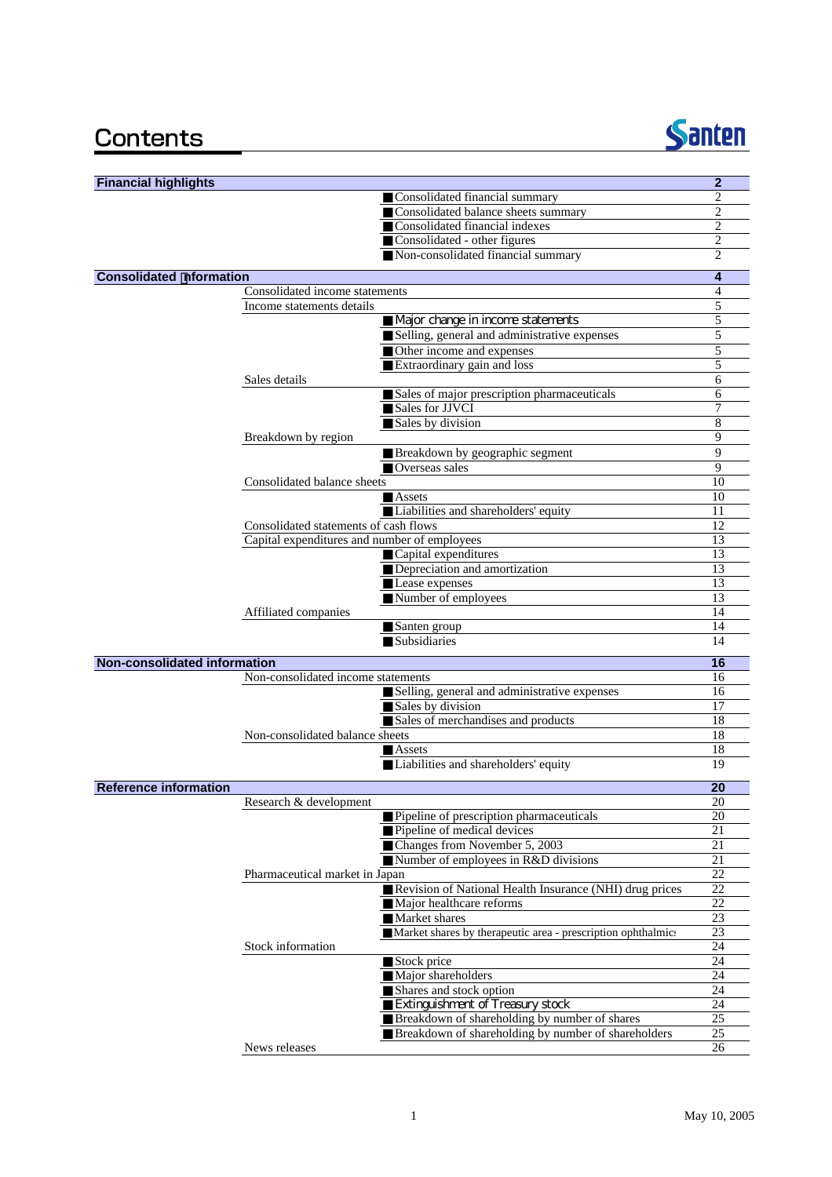# Contents

Santen

| Section | Subsection | Item | Page |
|---|---|---|---|
| **Financial highlights** | | | **2** |
| | | ■ Consolidated financial summary | 2 |
| | | ■ Consolidated balance sheets summary | 2 |
| | | ■ Consolidated financial indexes | 2 |
| | | ■ Consolidated - other figures | 2 |
| | | ■ Non-consolidated financial summary | 2 |
| **Consolidated information** | | | **4** |
| | Consolidated income statements | | 4 |
| | Income statements details | | 5 |
| | | ■ Major change in income statements | 5 |
| | | ■ Selling, general and administrative expenses | 5 |
| | | ■ Other income and expenses | 5 |
| | | ■ Extraordinary gain and loss | 5 |
| | Sales details | | 6 |
| | | ■ Sales of major prescription pharmaceuticals | 6 |
| | | ■ Sales for JJVCI | 7 |
| | | ■ Sales by division | 8 |
| | Breakdown by region | | 9 |
| | | ■ Breakdown by geographic segment | 9 |
| | | ■ Overseas sales | 9 |
| | Consolidated balance sheets | | 10 |
| | | ■ Assets | 10 |
| | | ■ Liabilities and shareholders' equity | 11 |
| | Consolidated statements of cash flows | | 12 |
| | Capital expenditures and number of employees | | 13 |
| | | ■ Capital expenditures | 13 |
| | | ■ Depreciation and amortization | 13 |
| | | ■ Lease expenses | 13 |
| | | ■ Number of employees | 13 |
| | Affiliated companies | | 14 |
| | | ■ Santen group | 14 |
| | | ■ Subsidiaries | 14 |
| **Non-consolidated information** | | | **16** |
| | Non-consolidated income statements | | 16 |
| | | ■ Selling, general and administrative expenses | 16 |
| | | ■ Sales by division | 17 |
| | | ■ Sales of merchandises and products | 18 |
| | Non-consolidated balance sheets | | 18 |
| | | ■ Assets | 18 |
| | | ■ Liabilities and shareholders' equity | 19 |
| **Reference information** | | | **20** |
| | Research & development | | 20 |
| | | ■ Pipeline of prescription pharmaceuticals | 20 |
| | | ■ Pipeline of medical devices | 21 |
| | | ■ Changes from November 5, 2003 | 21 |
| | | ■ Number of employees in R&D divisions | 21 |
| | Pharmaceutical market in Japan | | 22 |
| | | ■ Revision of National Health Insurance (NHI) drug prices | 22 |
| | | ■ Major healthcare reforms | 22 |
| | | ■ Market shares | 23 |
| | | ■ Market shares by therapeutic area - prescription ophthalmics | 23 |
| | Stock information | | 24 |
| | | ■ Stock price | 24 |
| | | ■ Major shareholders | 24 |
| | | ■ Shares and stock option | 24 |
| | | ■ Extinguishment of Treasury stock | 24 |
| | | ■ Breakdown of shareholding by number of shares | 25 |
| | | ■ Breakdown of shareholding by number of shareholders | 25 |
| | News releases | | 26 |

May 10, 2005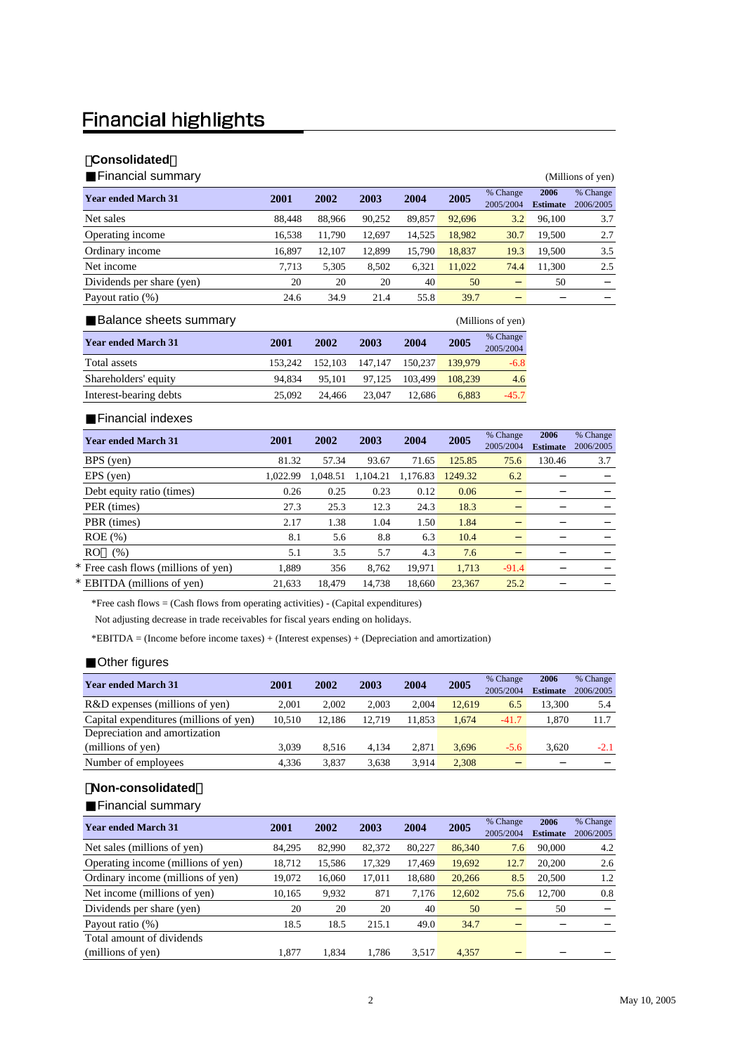# Financial highlights

**【Consolidated】**

### ■Financial summary

(Millions of yen)

| Year ended March 31 | 2001 | 2002 | 2003 | 2004 | 2005 | % Change 2005/2004 | 2006 Estimate | % Change 2006/2005 |
|---|---|---|---|---|---|---|---|---|
| Net sales | 88,448 | 88,966 | 90,252 | 89,857 | 92,696 | 3.2 | 96,100 | 3.7 |
| Operating income | 16,538 | 11,790 | 12,697 | 14,525 | 18,982 | 30.7 | 19,500 | 2.7 |
| Ordinary income | 16,897 | 12,107 | 12,899 | 15,790 | 18,837 | 19.3 | 19,500 | 3.5 |
| Net income | 7,713 | 5,305 | 8,502 | 6,321 | 11,022 | 74.4 | 11,300 | 2.5 |
| Dividends per share (yen) | 20 | 20 | 20 | 40 | 50 | − | 50 | − |
| Payout ratio (%) | 24.6 | 34.9 | 21.4 | 55.8 | 39.7 | − | − | − |

### ■Balance sheets summary

(Millions of yen)

| Year ended March 31 | 2001 | 2002 | 2003 | 2004 | 2005 | % Change 2005/2004 |
|---|---|---|---|---|---|---|
| Total assets | 153,242 | 152,103 | 147,147 | 150,237 | 139,979 | -6.8 |
| Shareholders' equity | 94,834 | 95,101 | 97,125 | 103,499 | 108,239 | 4.6 |
| Interest-bearing debts | 25,092 | 24,466 | 23,047 | 12,686 | 6,883 | -45.7 |

### ■Financial indexes

| Year ended March 31 | 2001 | 2002 | 2003 | 2004 | 2005 | % Change 2005/2004 | 2006 Estimate | % Change 2006/2005 |
|---|---|---|---|---|---|---|---|---|
| BPS (yen) | 81.32 | 57.34 | 93.67 | 71.65 | 125.85 | 75.6 | 130.46 | 3.7 |
| EPS (yen) | 1,022.99 | 1,048.51 | 1,104.21 | 1,176.83 | 1249.32 | 6.2 | − | − |
| Debt equity ratio (times) | 0.26 | 0.25 | 0.23 | 0.12 | 0.06 | − | − | − |
| PER (times) | 27.3 | 25.3 | 12.3 | 24.3 | 18.3 | − | − | − |
| PBR (times) | 2.17 | 1.38 | 1.04 | 1.50 | 1.84 | − | − | − |
| ROE (%) | 8.1 | 5.6 | 8.8 | 6.3 | 10.4 | − | − | − |
| RO　(%) | 5.1 | 3.5 | 5.7 | 4.3 | 7.6 | − | − | − |
| * Free cash flows (millions of yen) | 1,889 | 356 | 8,762 | 19,971 | 1,713 | -91.4 | − | − |
| * EBITDA (millions of yen) | 21,633 | 18,479 | 14,738 | 18,660 | 23,367 | 25.2 | − | − |

*Free cash flows = (Cash flows from operating activities) - (Capital expenditures)
Not adjusting decrease in trade receivables for fiscal years ending on holidays.

*EBITDA = (Income before income taxes) + (Interest expenses) + (Depreciation and amortization)

### ■Other figures

| Year ended March 31 | 2001 | 2002 | 2003 | 2004 | 2005 | % Change 2005/2004 | 2006 Estimate | % Change 2006/2005 |
|---|---|---|---|---|---|---|---|---|
| R&D expenses (millions of yen) | 2,001 | 2,002 | 2,003 | 2,004 | 12,619 | 6.5 | 13,300 | 5.4 |
| Capital expenditures (millions of yen) | 10,510 | 12,186 | 12,719 | 11,853 | 1,674 | -41.7 | 1,870 | 11.7 |
| Depreciation and amortization (millions of yen) | 3,039 | 8,516 | 4,134 | 2,871 | 3,696 | -5.6 | 3,620 | -2.1 |
| Number of employees | 4,336 | 3,837 | 3,638 | 3,914 | 2,308 | − | − | − |

**【Non-consolidated】**

### ■Financial summary

| Year ended March 31 | 2001 | 2002 | 2003 | 2004 | 2005 | % Change 2005/2004 | 2006 Estimate | % Change 2006/2005 |
|---|---|---|---|---|---|---|---|---|
| Net sales (millions of yen) | 84,295 | 82,990 | 82,372 | 80,227 | 86,340 | 7.6 | 90,000 | 4.2 |
| Operating income (millions of yen) | 18,712 | 15,586 | 17,329 | 17,469 | 19,692 | 12.7 | 20,200 | 2.6 |
| Ordinary income (millions of yen) | 19,072 | 16,060 | 17,011 | 18,680 | 20,266 | 8.5 | 20,500 | 1.2 |
| Net income (millions of yen) | 10,165 | 9,932 | 871 | 7,176 | 12,602 | 75.6 | 12,700 | 0.8 |
| Dividends per share (yen) | 20 | 20 | 20 | 40 | 50 | − | 50 | − |
| Payout ratio (%) | 18.5 | 18.5 | 215.1 | 49.0 | 34.7 | − | − | − |
| Total amount of dividends (millions of yen) | 1,877 | 1,834 | 1,786 | 3,517 | 4,357 | − | − | − |

May 10, 2005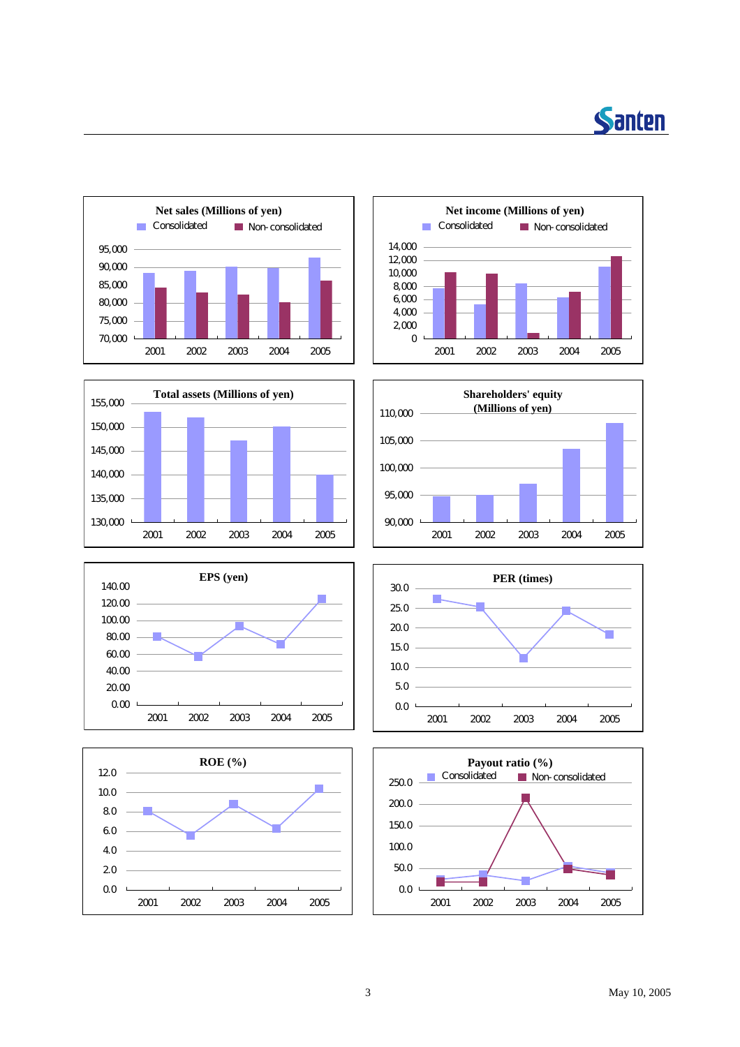**Net sales (Millions of yen)**

Consolidated / Non-consolidated

95,000
90,000
85,000
80,000
75,000
70,000

2001 2002 2003 2004 2005

**Net income (Millions of yen)**

Consolidated / Non-consolidated

14,000
12,000
10,000
8,000
6,000
4,000
2,000
0

2001 2002 2003 2004 2005

**Total assets (Millions of yen)**

155,000
150,000
145,000
140,000
135,000
130,000

2001 2002 2003 2004 2005

**Shareholders' equity (Millions of yen)**

110,000
105,000
100,000
95,000
90,000

2001 2002 2003 2004 2005

**EPS (yen)**

140.00
120.00
100.00
80.00
60.00
40.00
20.00
0.00

2001 2002 2003 2004 2005

**PER (times)**

30.0
25.0
20.0
15.0
10.0
5.0
0.0

2001 2002 2003 2004 2005

**ROE (%)**

12.0
10.0
8.0
6.0
4.0
2.0
0.0

2001 2002 2003 2004 2005

**Payout ratio (%)**

Consolidated / Non-consolidated

250.0
200.0
150.0
100.0
50.0
0.0

2001 2002 2003 2004 2005

May 10, 2005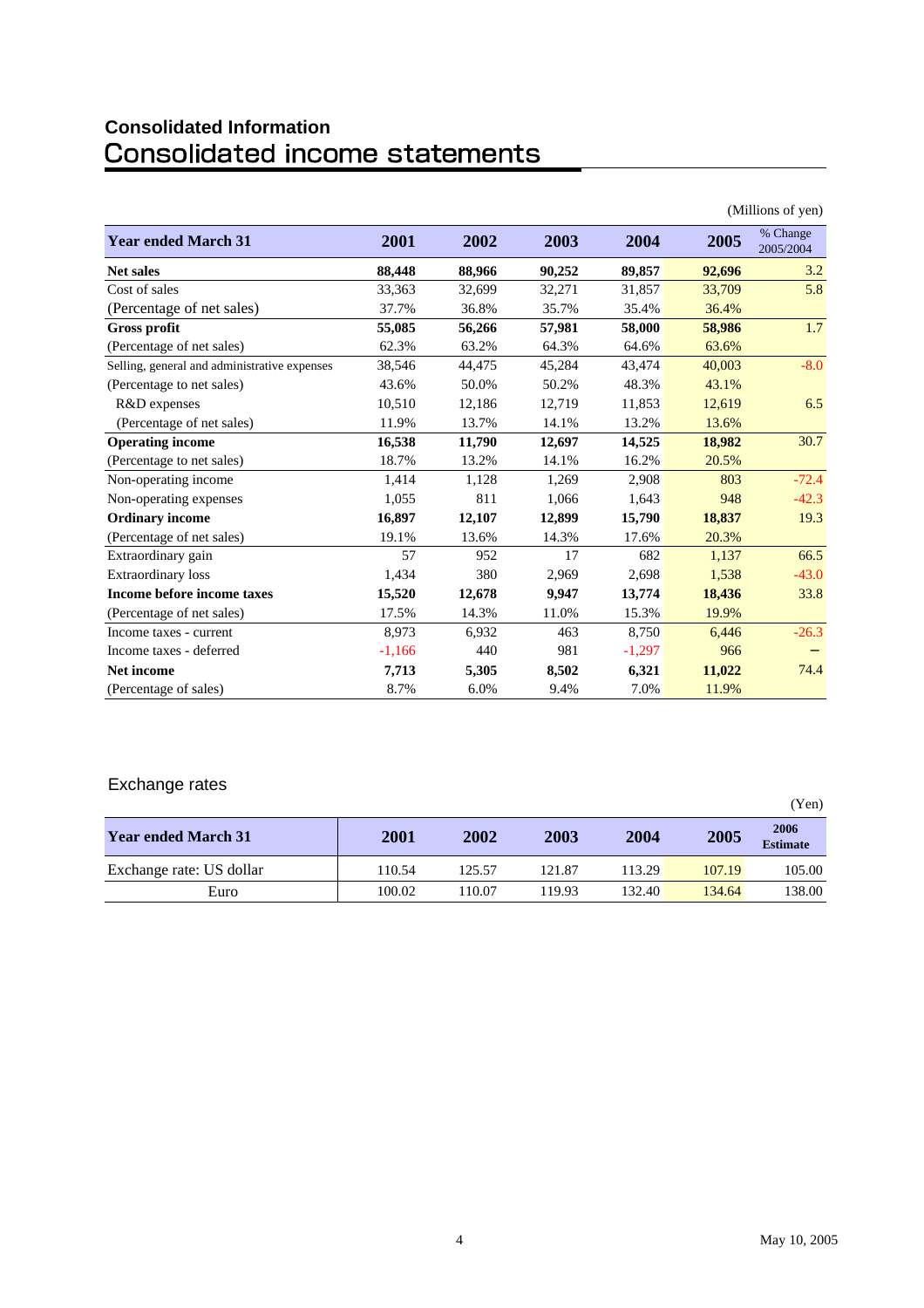# Consolidated Information

## Consolidated income statements

(Millions of yen)

| Year ended March 31 | 2001 | 2002 | 2003 | 2004 | 2005 | % Change 2005/2004 |
|---|---|---|---|---|---|---|
| **Net sales** | **88,448** | **88,966** | **90,252** | **89,857** | **92,696** | 3.2 |
| Cost of sales | 33,363 | 32,699 | 32,271 | 31,857 | 33,709 | 5.8 |
| (Percentage of net sales) | 37.7% | 36.8% | 35.7% | 35.4% | 36.4% | |
| **Gross profit** | **55,085** | **56,266** | **57,981** | **58,000** | **58,986** | 1.7 |
| (Percentage of net sales) | 62.3% | 63.2% | 64.3% | 64.6% | 63.6% | |
| Selling, general and administrative expenses | 38,546 | 44,475 | 45,284 | 43,474 | 40,003 | -8.0 |
| (Percentage to net sales) | 43.6% | 50.0% | 50.2% | 48.3% | 43.1% | |
| R&D expenses | 10,510 | 12,186 | 12,719 | 11,853 | 12,619 | 6.5 |
| (Percentage of net sales) | 11.9% | 13.7% | 14.1% | 13.2% | 13.6% | |
| **Operating income** | **16,538** | **11,790** | **12,697** | **14,525** | **18,982** | 30.7 |
| (Percentage to net sales) | 18.7% | 13.2% | 14.1% | 16.2% | 20.5% | |
| Non-operating income | 1,414 | 1,128 | 1,269 | 2,908 | 803 | -72.4 |
| Non-operating expenses | 1,055 | 811 | 1,066 | 1,643 | 948 | -42.3 |
| **Ordinary income** | **16,897** | **12,107** | **12,899** | **15,790** | **18,837** | 19.3 |
| (Percentage of net sales) | 19.1% | 13.6% | 14.3% | 17.6% | 20.3% | |
| Extraordinary gain | 57 | 952 | 17 | 682 | 1,137 | 66.5 |
| Extraordinary loss | 1,434 | 380 | 2,969 | 2,698 | 1,538 | -43.0 |
| **Income before income taxes** | **15,520** | **12,678** | **9,947** | **13,774** | **18,436** | 33.8 |
| (Percentage of net sales) | 17.5% | 14.3% | 11.0% | 15.3% | 19.9% | |
| Income taxes - current | 8,973 | 6,932 | 463 | 8,750 | 6,446 | -26.3 |
| Income taxes - deferred | -1,166 | 440 | 981 | -1,297 | 966 | − |
| **Net income** | **7,713** | **5,305** | **8,502** | **6,321** | **11,022** | 74.4 |
| (Percentage of sales) | 8.7% | 6.0% | 9.4% | 7.0% | 11.9% | |

## Exchange rates

(Yen)

| Year ended March 31 | 2001 | 2002 | 2003 | 2004 | 2005 | 2006 Estimate |
|---|---|---|---|---|---|---|
| Exchange rate: US dollar | 110.54 | 125.57 | 121.87 | 113.29 | 107.19 | 105.00 |
| Euro | 100.02 | 110.07 | 119.93 | 132.40 | 134.64 | 138.00 |

May 10, 2005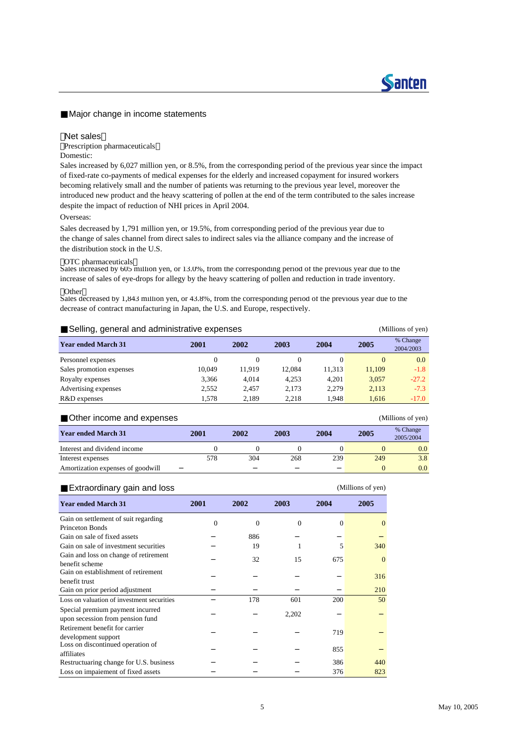## ■Major change in income statements

### 【Net sales】

【Prescription pharmaceuticals】

Domestic:

Sales increased by 6,027 million yen, or 8.5%, from the corresponding period of the previous year since the impact of fixed-rate co-payments of medical expenses for the elderly and increased copayment for insured workers becoming relatively small and the number of patients was returning to the previous year level, moreover the introduced new product and the heavy scattering of pollen at the end of the term contributed to the sales increase despite the impact of reduction of NHI prices in April 2004.

Overseas:

Sales decreased by 1,791 million yen, or 19.5%, from corresponding period of the previous year due to the change of sales channel from direct sales to indirect sales via the alliance company and the increase of the distribution stock in the U.S.

【OTC pharmaceuticals】

Sales increased by 605 million yen, or 13.0%, from the corresponding period of the previous year due to the increase of sales of eye-drops for allegy by the heavy scattering of pollen and reduction in trade inventory.

【Other】

Sales decreased by 1,843 million yen, or 43.8%, from the corresponding period of the previous year due to the decrease of contract manufacturing in Japan, the U.S. and Europe, respectively.

### ■Selling, general and administrative expenses

(Millions of yen)

| Year ended March 31 | 2001 | 2002 | 2003 | 2004 | 2005 | % Change 2004/2003 |
|---|---|---|---|---|---|---|
| Personnel expenses | 0 | 0 | 0 | 0 | 0 | 0.0 |
| Sales promotion expenses | 10,049 | 11,919 | 12,084 | 11,313 | 11,109 | -1.8 |
| Royalty expenses | 3,366 | 4,014 | 4,253 | 4,201 | 3,057 | -27.2 |
| Advertising expenses | 2,552 | 2,457 | 2,173 | 2,279 | 2,113 | -7.3 |
| R&D expenses | 1,578 | 2,189 | 2,218 | 1,948 | 1,616 | -17.0 |

### ■Other income and expenses

(Millions of yen)

| Year ended March 31 | 2001 | 2002 | 2003 | 2004 | 2005 | % Change 2005/2004 |
|---|---|---|---|---|---|---|
| Interest and dividend income | 0 | 0 | 0 | 0 | 0 | 0.0 |
| Interest expenses | 578 | 304 | 268 | 239 | 249 | 3.8 |
| Amortization expenses of goodwill | − | − | − | − | 0 | 0.0 |

### ■Extraordinary gain and loss

(Millions of yen)

| Year ended March 31 | 2001 | 2002 | 2003 | 2004 | 2005 |
|---|---|---|---|---|---|
| Gain on settlement of suit regarding Princeton Bonds | 0 | 0 | 0 | 0 | 0 |
| Gain on sale of fixed assets | − | 886 | − | − | − |
| Gain on sale of investment securities | − | 19 | 1 | 5 | 340 |
| Gain and loss on change of retirement benefit scheme | − | 32 | 15 | 675 | 0 |
| Gain on establishment of retirement benefit trust | − | − | − | − | 316 |
| Gain on prior period adjustment | − | − | − | − | 210 |
| Loss on valuation of investment securities | − | 178 | 601 | 200 | 50 |
| Special premium payment incurred upon secession from pension fund | − | − | 2,202 | − | − |
| Retirement benefit for carrier development support | − | − | − | 719 | − |
| Loss on discontinued operation of affiliates | − | − | − | 855 | − |
| Restructuaring change for U.S. business | − | − | − | 386 | 440 |
| Loss on impaiement of fixed assets | − | − | − | 376 | 823 |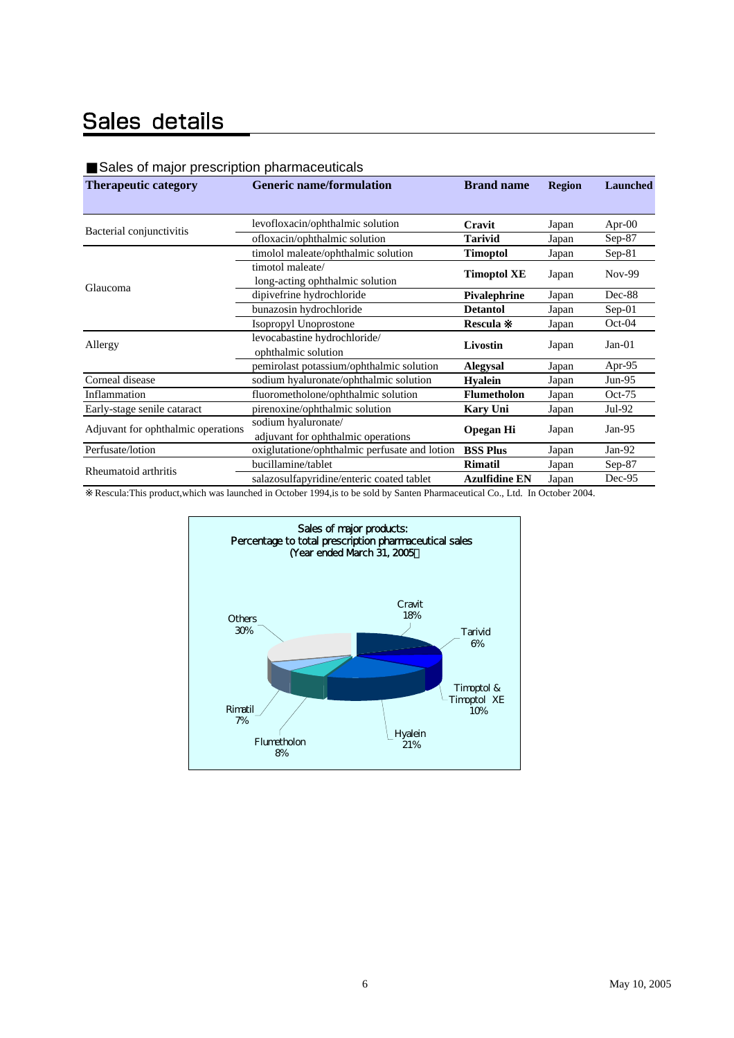# Sales details

■Sales of major prescription pharmaceuticals

| Therapeutic category | Generic name/formulation | Brand name | Region | Launched |
|---|---|---|---|---|
| Bacterial conjunctivitis | levofloxacin/ophthalmic solution | **Cravit** | Japan | Apr-00 |
| | ofloxacin/ophthalmic solution | **Tarivid** | Japan | Sep-87 |
| Glaucoma | timolol maleate/ophthalmic solution | **Timoptol** | Japan | Sep-81 |
| | timotol maleate/ long-acting ophthalmic solution | **Timoptol XE** | Japan | Nov-99 |
| | dipivefrine hydrochloride | **Pivalephrine** | Japan | Dec-88 |
| | bunazosin hydrochloride | **Detantol** | Japan | Sep-01 |
| | Isopropyl Unoprostone | **Rescula ※** | Japan | Oct-04 |
| Allergy | levocabastine hydrochloride/ ophthalmic solution | **Livostin** | Japan | Jan-01 |
| | pemirolast potassium/ophthalmic solution | **Alegysal** | Japan | Apr-95 |
| Corneal disease | sodium hyaluronate/ophthalmic solution | **Hyalein** | Japan | Jun-95 |
| Inflammation | fluorometholone/ophthalmic solution | **Flumetholon** | Japan | Oct-75 |
| Early-stage senile cataract | pirenoxine/ophthalmic solution | **Kary Uni** | Japan | Jul-92 |
| Adjuvant for ophthalmic operations | sodium hyaluronate/ adjuvant for ophthalmic operations | **Opegan Hi** | Japan | Jan-95 |
| Perfusate/lotion | oxiglutatione/ophthalmic perfusate and lotion | **BSS Plus** | Japan | Jan-92 |
| Rheumatoid arthritis | bucillamine/tablet | **Rimatil** | Japan | Sep-87 |
| | salazosulfapyridine/enteric coated tablet | **Azulfidine EN** | Japan | Dec-95 |

※Rescula:This product,which was launched in October 1994,is to be sold by Santen Pharmaceutical Co., Ltd. In October 2004.

Sales of major products:
Percentage to total prescription pharmaceutical sales
(Year ended March 31, 2005)

| Product | Percentage |
|---|---|
| Cravit | 18% |
| Tarivid | 6% |
| Timoptol & Timoptol XE | 10% |
| Hyalein | 21% |
| Flumetholon | 8% |
| Rimatil | 7% |
| Others | 30% |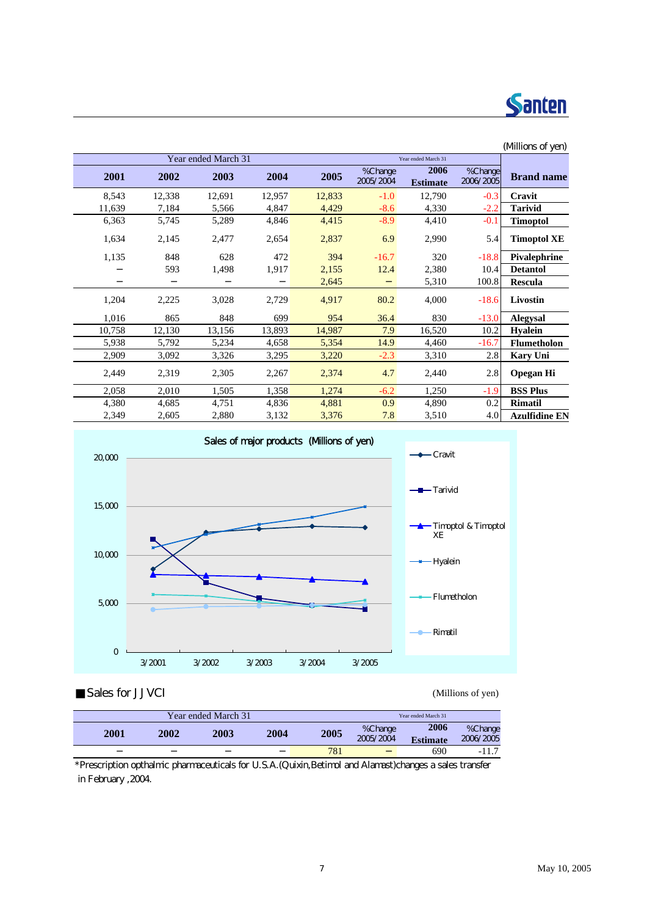(Millions of yen)

| Year ended March 31 | | | | | | Year ended March 31 | | |
|---|---|---|---|---|---|---|---|---|
| 2001 | 2002 | 2003 | 2004 | 2005 | %Change 2005/2004 | 2006 Estimate | %Change 2006/2005 | Brand name |
| 8,543 | 12,338 | 12,691 | 12,957 | 12,833 | -1.0 | 12,790 | -0.3 | Cravit |
| 11,639 | 7,184 | 5,566 | 4,847 | 4,429 | -8.6 | 4,330 | -2.2 | Tarivid |
| 6,363 | 5,745 | 5,289 | 4,846 | 4,415 | -8.9 | 4,410 | -0.1 | Timoptol |
| 1,634 | 2,145 | 2,477 | 2,654 | 2,837 | 6.9 | 2,990 | 5.4 | Timoptol XE |
| 1,135 | 848 | 628 | 472 | 394 | -16.7 | 320 | -18.8 | Pivalephrine |
| − | 593 | 1,498 | 1,917 | 2,155 | 12.4 | 2,380 | 10.4 | Detantol |
| − | − | − | − | 2,645 | − | 5,310 | 100.8 | Rescula |
| 1,204 | 2,225 | 3,028 | 2,729 | 4,917 | 80.2 | 4,000 | -18.6 | Livostin |
| 1,016 | 865 | 848 | 699 | 954 | 36.4 | 830 | -13.0 | Alegysal |
| 10,758 | 12,130 | 13,156 | 13,893 | 14,987 | 7.9 | 16,520 | 10.2 | Hyalein |
| 5,938 | 5,792 | 5,234 | 4,658 | 5,354 | 14.9 | 4,460 | -16.7 | Flumetholon |
| 2,909 | 3,092 | 3,326 | 3,295 | 3,220 | -2.3 | 3,310 | 2.8 | Kary Uni |
| 2,449 | 2,319 | 2,305 | 2,267 | 2,374 | 4.7 | 2,440 | 2.8 | Opegan Hi |
| 2,058 | 2,010 | 1,505 | 1,358 | 1,274 | -6.2 | 1,250 | -1.9 | BSS Plus |
| 4,380 | 4,685 | 4,751 | 4,836 | 4,881 | 0.9 | 4,890 | 0.2 | Rimatil |
| 2,349 | 2,605 | 2,880 | 3,132 | 3,376 | 7.8 | 3,510 | 4.0 | Azulfidine EN |

Sales of major products (Millions of yen)

■ Sales for JJVCI

(Millions of yen)

| Year ended March 31 | | | | | | Year ended March 31 | |
|---|---|---|---|---|---|---|---|
| 2001 | 2002 | 2003 | 2004 | 2005 | %Change 2005/2004 | 2006 Estimate | %Change 2006/2005 |
| − | − | − | − | 781 | − | 690 | -11.7 |

*Prescription opthalmic pharmaceuticals for U.S.A.(Quixin,Betimol and Alamast)changes a sales transfer in February ,2004.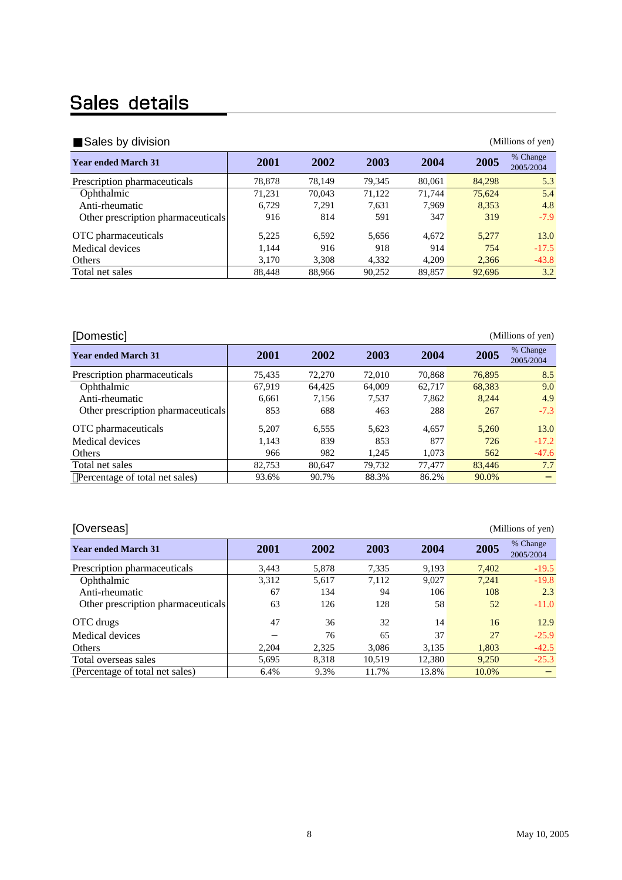# Sales details

## ■Sales by division

(Millions of yen)

| Year ended March 31 | 2001 | 2002 | 2003 | 2004 | 2005 | % Change 2005/2004 |
|---|---|---|---|---|---|---|
| Prescription pharmaceuticals | 78,878 | 78,149 | 79,345 | 80,061 | 84,298 | 5.3 |
| Ophthalmic | 71,231 | 70,043 | 71,122 | 71,744 | 75,624 | 5.4 |
| Anti-rheumatic | 6,729 | 7,291 | 7,631 | 7,969 | 8,353 | 4.8 |
| Other prescription pharmaceuticals | 916 | 814 | 591 | 347 | 319 | -7.9 |
| OTC pharmaceuticals | 5,225 | 6,592 | 5,656 | 4,672 | 5,277 | 13.0 |
| Medical devices | 1,144 | 916 | 918 | 914 | 754 | -17.5 |
| Others | 3,170 | 3,308 | 4,332 | 4,209 | 2,366 | -43.8 |
| Total net sales | 88,448 | 88,966 | 90,252 | 89,857 | 92,696 | 3.2 |

## [Domestic]

(Millions of yen)

| Year ended March 31 | 2001 | 2002 | 2003 | 2004 | 2005 | % Change 2005/2004 |
|---|---|---|---|---|---|---|
| Prescription pharmaceuticals | 75,435 | 72,270 | 72,010 | 70,868 | 76,895 | 8.5 |
| Ophthalmic | 67,919 | 64,425 | 64,009 | 62,717 | 68,383 | 9.0 |
| Anti-rheumatic | 6,661 | 7,156 | 7,537 | 7,862 | 8,244 | 4.9 |
| Other prescription pharmaceuticals | 853 | 688 | 463 | 288 | 267 | -7.3 |
| OTC pharmaceuticals | 5,207 | 6,555 | 5,623 | 4,657 | 5,260 | 13.0 |
| Medical devices | 1,143 | 839 | 853 | 877 | 726 | -17.2 |
| Others | 966 | 982 | 1,245 | 1,073 | 562 | -47.6 |
| Total net sales | 82,753 | 80,647 | 79,732 | 77,477 | 83,446 | 7.7 |
| (Percentage of total net sales) | 93.6% | 90.7% | 88.3% | 86.2% | 90.0% | − |

## [Overseas]

(Millions of yen)

| Year ended March 31 | 2001 | 2002 | 2003 | 2004 | 2005 | % Change 2005/2004 |
|---|---|---|---|---|---|---|
| Prescription pharmaceuticals | 3,443 | 5,878 | 7,335 | 9,193 | 7,402 | -19.5 |
| Ophthalmic | 3,312 | 5,617 | 7,112 | 9,027 | 7,241 | -19.8 |
| Anti-rheumatic | 67 | 134 | 94 | 106 | 108 | 2.3 |
| Other prescription pharmaceuticals | 63 | 126 | 128 | 58 | 52 | -11.0 |
| OTC drugs | 47 | 36 | 32 | 14 | 16 | 12.9 |
| Medical devices | − | 76 | 65 | 37 | 27 | -25.9 |
| Others | 2,204 | 2,325 | 3,086 | 3,135 | 1,803 | -42.5 |
| Total overseas sales | 5,695 | 8,318 | 10,519 | 12,380 | 9,250 | -25.3 |
| (Percentage of total net sales) | 6.4% | 9.3% | 11.7% | 13.8% | 10.0% | − |

May 10, 2005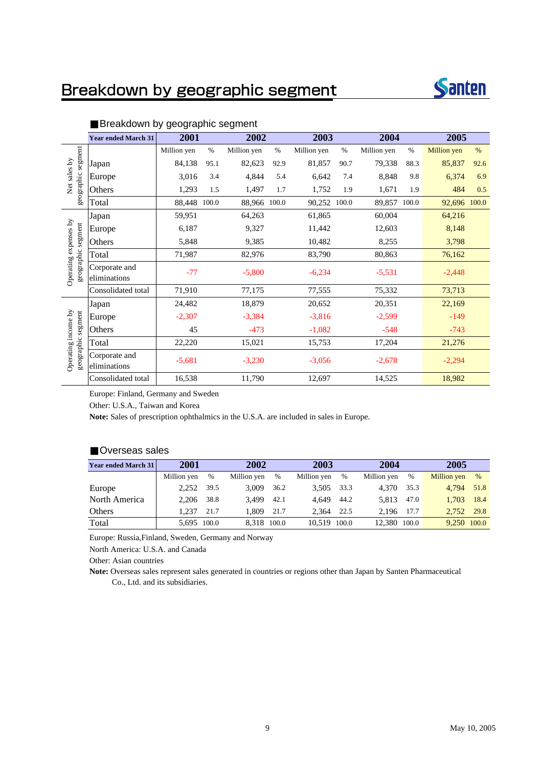# Breakdown by geographic segment

## ■Breakdown by geographic segment

| | Year ended March 31 | 2001 | | 2002 | | 2003 | | 2004 | | 2005 | |
|---|---|---|---|---|---|---|---|---|---|---|---|
| | | Million yen | % | Million yen | % | Million yen | % | Million yen | % | Million yen | % |
| Net sales by geographic segment | Japan | 84,138 | 95.1 | 82,623 | 92.9 | 81,857 | 90.7 | 79,338 | 88.3 | 85,837 | 92.6 |
| | Europe | 3,016 | 3.4 | 4,844 | 5.4 | 6,642 | 7.4 | 8,848 | 9.8 | 6,374 | 6.9 |
| | Others | 1,293 | 1.5 | 1,497 | 1.7 | 1,752 | 1.9 | 1,671 | 1.9 | 484 | 0.5 |
| | Total | 88,448 | 100.0 | 88,966 | 100.0 | 90,252 | 100.0 | 89,857 | 100.0 | 92,696 | 100.0 |
| Operating expenses by geographic segment | Japan | 59,951 | | 64,263 | | 61,865 | | 60,004 | | 64,216 | |
| | Europe | 6,187 | | 9,327 | | 11,442 | | 12,603 | | 8,148 | |
| | Others | 5,848 | | 9,385 | | 10,482 | | 8,255 | | 3,798 | |
| | Total | 71,987 | | 82,976 | | 83,790 | | 80,863 | | 76,162 | |
| | Corporate and eliminations | -77 | | -5,800 | | -6,234 | | -5,531 | | -2,448 | |
| | Consolidated total | 71,910 | | 77,175 | | 77,555 | | 75,332 | | 73,713 | |
| Operating income by geographic segment | Japan | 24,482 | | 18,879 | | 20,652 | | 20,351 | | 22,169 | |
| | Europe | -2,307 | | -3,384 | | -3,816 | | -2,599 | | -149 | |
| | Others | 45 | | -473 | | -1,082 | | -548 | | -743 | |
| | Total | 22,220 | | 15,021 | | 15,753 | | 17,204 | | 21,276 | |
| | Corporate and eliminations | -5,681 | | -3,230 | | -3,056 | | -2,678 | | -2,294 | |
| | Consolidated total | 16,538 | | 11,790 | | 12,697 | | 14,525 | | 18,982 | |

Europe: Finland, Germany and Sweden

Other: U.S.A., Taiwan and Korea

**Note:** Sales of prescription ophthalmics in the U.S.A. are included in sales in Europe.

## ■Overseas sales

| Year ended March 31 | 2001 | | 2002 | | 2003 | | 2004 | | 2005 | |
|---|---|---|---|---|---|---|---|---|---|---|
| | Million yen | % | Million yen | % | Million yen | % | Million yen | % | Million yen | % |
| Europe | 2,252 | 39.5 | 3,009 | 36.2 | 3,505 | 33.3 | 4,370 | 35.3 | 4,794 | 51.8 |
| North America | 2,206 | 38.8 | 3,499 | 42.1 | 4,649 | 44.2 | 5,813 | 47.0 | 1,703 | 18.4 |
| Others | 1,237 | 21.7 | 1,809 | 21.7 | 2,364 | 22.5 | 2,196 | 17.7 | 2,752 | 29.8 |
| Total | 5,695 | 100.0 | 8,318 | 100.0 | 10,519 | 100.0 | 12,380 | 100.0 | 9,250 | 100.0 |

Europe: Russia,Finland, Sweden, Germany and Norway

North America: U.S.A. and Canada

Other: Asian countries

**Note:** Overseas sales represent sales generated in countries or regions other than Japan by Santen Pharmaceutical Co., Ltd. and its subsidiaries.

May 10, 2005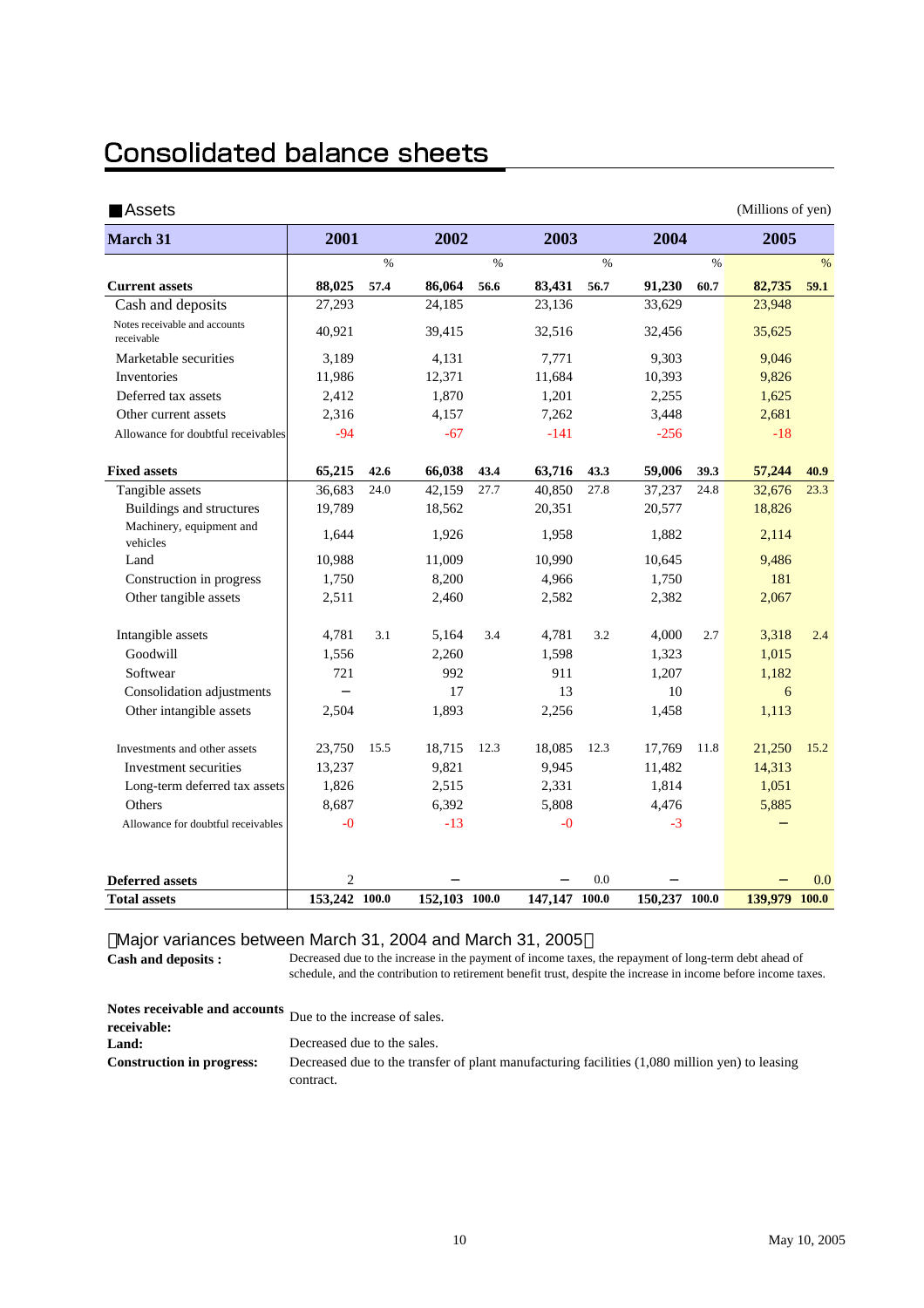# Consolidated balance sheets

■Assets (Millions of yen)

| March 31 | 2001 | | 2002 | | 2003 | | 2004 | | 2005 | |
|---|---|---|---|---|---|---|---|---|---|---|
| | | % | | % | | % | | % | | % |
| **Current assets** | **88,025** | **57.4** | **86,064** | **56.6** | **83,431** | **56.7** | **91,230** | **60.7** | **82,735** | **59.1** |
| Cash and deposits | 27,293 | | 24,185 | | 23,136 | | 33,629 | | 23,948 | |
| Notes receivable and accounts receivable | 40,921 | | 39,415 | | 32,516 | | 32,456 | | 35,625 | |
| Marketable securities | 3,189 | | 4,131 | | 7,771 | | 9,303 | | 9,046 | |
| Inventories | 11,986 | | 12,371 | | 11,684 | | 10,393 | | 9,826 | |
| Deferred tax assets | 2,412 | | 1,870 | | 1,201 | | 2,255 | | 1,625 | |
| Other current assets | 2,316 | | 4,157 | | 7,262 | | 3,448 | | 2,681 | |
| Allowance for doubtful receivables | -94 | | -67 | | -141 | | -256 | | -18 | |
| **Fixed assets** | **65,215** | **42.6** | **66,038** | **43.4** | **63,716** | **43.3** | **59,006** | **39.3** | **57,244** | **40.9** |
| Tangible assets | 36,683 | 24.0 | 42,159 | 27.7 | 40,850 | 27.8 | 37,237 | 24.8 | 32,676 | 23.3 |
| Buildings and structures | 19,789 | | 18,562 | | 20,351 | | 20,577 | | 18,826 | |
| Machinery, equipment and vehicles | 1,644 | | 1,926 | | 1,958 | | 1,882 | | 2,114 | |
| Land | 10,988 | | 11,009 | | 10,990 | | 10,645 | | 9,486 | |
| Construction in progress | 1,750 | | 8,200 | | 4,966 | | 1,750 | | 181 | |
| Other tangible assets | 2,511 | | 2,460 | | 2,582 | | 2,382 | | 2,067 | |
| Intangible assets | 4,781 | 3.1 | 5,164 | 3.4 | 4,781 | 3.2 | 4,000 | 2.7 | 3,318 | 2.4 |
| Goodwill | 1,556 | | 2,260 | | 1,598 | | 1,323 | | 1,015 | |
| Softwear | 721 | | 992 | | 911 | | 1,207 | | 1,182 | |
| Consolidation adjustments | − | | 17 | | 13 | | 10 | | 6 | |
| Other intangible assets | 2,504 | | 1,893 | | 2,256 | | 1,458 | | 1,113 | |
| Investments and other assets | 23,750 | 15.5 | 18,715 | 12.3 | 18,085 | 12.3 | 17,769 | 11.8 | 21,250 | 15.2 |
| Investment securities | 13,237 | | 9,821 | | 9,945 | | 11,482 | | 14,313 | |
| Long-term deferred tax assets | 1,826 | | 2,515 | | 2,331 | | 1,814 | | 1,051 | |
| Others | 8,687 | | 6,392 | | 5,808 | | 4,476 | | 5,885 | |
| Allowance for doubtful receivables | -0 | | -13 | | -0 | | -3 | | − | |
| **Deferred assets** | 2 | | − | | − | 0.0 | − | | − | 0.0 |
| **Total assets** | **153,242** | **100.0** | **152,103** | **100.0** | **147,147** | **100.0** | **150,237** | **100.0** | **139,979** | **100.0** |

【Major variances between March 31, 2004 and March 31, 2005】

**Cash and deposits :** Decreased due to the increase in the payment of income taxes, the repayment of long-term debt ahead of schedule, and the contribution to retirement benefit trust, despite the increase in income before income taxes.

**Notes receivable and accounts receivable:** Due to the increase of sales.

**Land:** Decreased due to the sales.

**Construction in progress:** Decreased due to the transfer of plant manufacturing facilities (1,080 million yen) to leasing contract.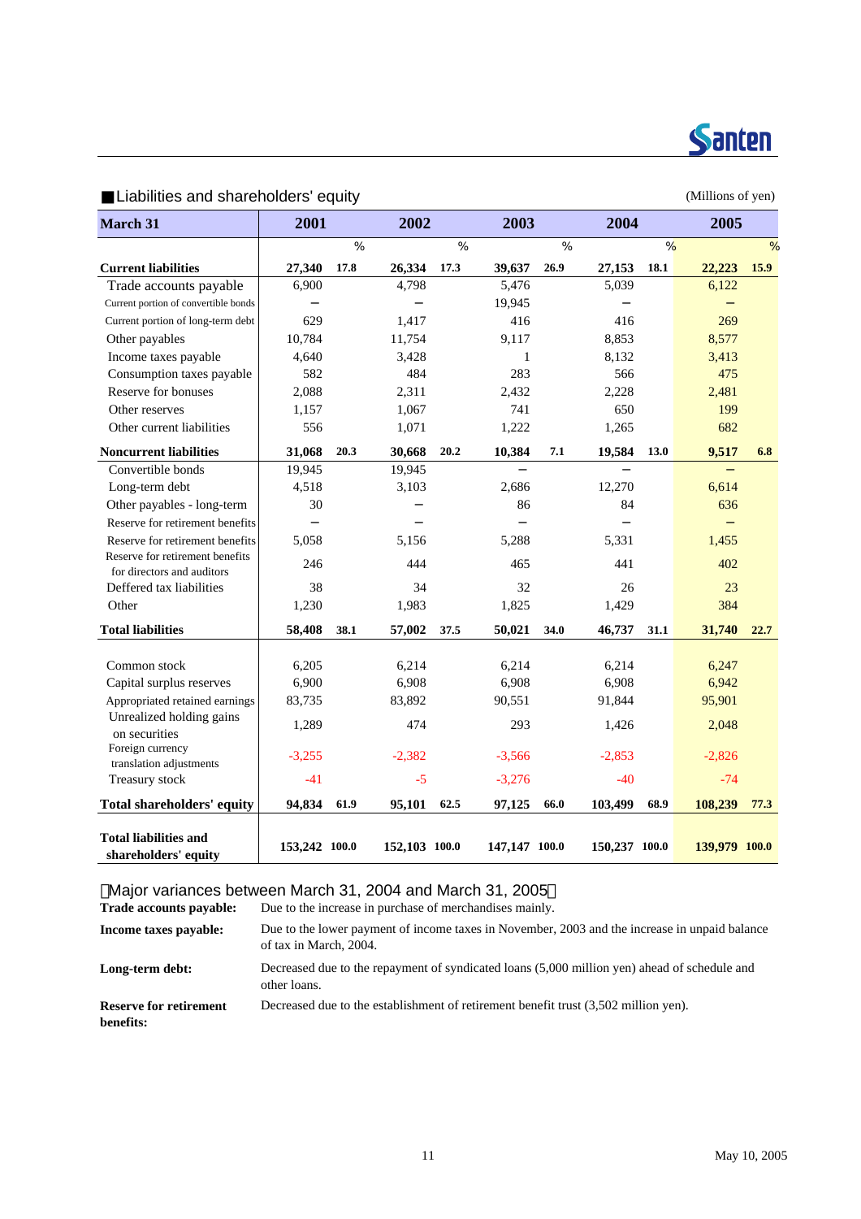■Liabilities and shareholders' equity

(Millions of yen)

| March 31 | 2001 | | 2002 | | 2003 | | 2004 | | 2005 | |
|---|---|---|---|---|---|---|---|---|---|---|
| | | % | | % | | % | | % | | % |
| **Current liabilities** | **27,340** | **17.8** | **26,334** | **17.3** | **39,637** | **26.9** | **27,153** | **18.1** | **22,223** | **15.9** |
| Trade accounts payable | 6,900 | | 4,798 | | 5,476 | | 5,039 | | 6,122 | |
| Current portion of convertible bonds | − | | − | | 19,945 | | − | | − | |
| Current portion of long-term debt | 629 | | 1,417 | | 416 | | 416 | | 269 | |
| Other payables | 10,784 | | 11,754 | | 9,117 | | 8,853 | | 8,577 | |
| Income taxes payable | 4,640 | | 3,428 | | 1 | | 8,132 | | 3,413 | |
| Consumption taxes payable | 582 | | 484 | | 283 | | 566 | | 475 | |
| Reserve for bonuses | 2,088 | | 2,311 | | 2,432 | | 2,228 | | 2,481 | |
| Other reserves | 1,157 | | 1,067 | | 741 | | 650 | | 199 | |
| Other current liabilities | 556 | | 1,071 | | 1,222 | | 1,265 | | 682 | |
| **Noncurrent liabilities** | **31,068** | **20.3** | **30,668** | **20.2** | **10,384** | **7.1** | **19,584** | **13.0** | **9,517** | **6.8** |
| Convertible bonds | 19,945 | | 19,945 | | − | | − | | − | |
| Long-term debt | 4,518 | | 3,103 | | 2,686 | | 12,270 | | 6,614 | |
| Other payables - long-term | 30 | | − | | 86 | | 84 | | 636 | |
| Reserve for retirement benefits | − | | − | | − | | − | | − | |
| Reserve for retirement benefits | 5,058 | | 5,156 | | 5,288 | | 5,331 | | 1,455 | |
| Reserve for retirement benefits for directors and auditors | 246 | | 444 | | 465 | | 441 | | 402 | |
| Deffered tax liabilities | 38 | | 34 | | 32 | | 26 | | 23 | |
| Other | 1,230 | | 1,983 | | 1,825 | | 1,429 | | 384 | |
| **Total liabilities** | **58,408** | **38.1** | **57,002** | **37.5** | **50,021** | **34.0** | **46,737** | **31.1** | **31,740** | **22.7** |
| Common stock | 6,205 | | 6,214 | | 6,214 | | 6,214 | | 6,247 | |
| Capital surplus reserves | 6,900 | | 6,908 | | 6,908 | | 6,908 | | 6,942 | |
| Appropriated retained earnings | 83,735 | | 83,892 | | 90,551 | | 91,844 | | 95,901 | |
| Unrealized holding gains on securities | 1,289 | | 474 | | 293 | | 1,426 | | 2,048 | |
| Foreign currency translation adjustments | -3,255 | | -2,382 | | -3,566 | | -2,853 | | -2,826 | |
| Treasury stock | -41 | | -5 | | -3,276 | | -40 | | -74 | |
| **Total shareholders' equity** | **94,834** | **61.9** | **95,101** | **62.5** | **97,125** | **66.0** | **103,499** | **68.9** | **108,239** | **77.3** |
| **Total liabilities and shareholders' equity** | **153,242** | **100.0** | **152,103** | **100.0** | **147,147** | **100.0** | **150,237** | **100.0** | **139,979** | **100.0** |

Major variances between March 31, 2004 and March 31, 2005

**Trade accounts payable:** Due to the increase in purchase of merchandises mainly.

**Income taxes payable:** Due to the lower payment of income taxes in November, 2003 and the increase in unpaid balance of tax in March, 2004.

**Long-term debt:** Decreased due to the repayment of syndicated loans (5,000 million yen) ahead of schedule and other loans.

**Reserve for retirement benefits:** Decreased due to the establishment of retirement benefit trust (3,502 million yen).

May 10, 2005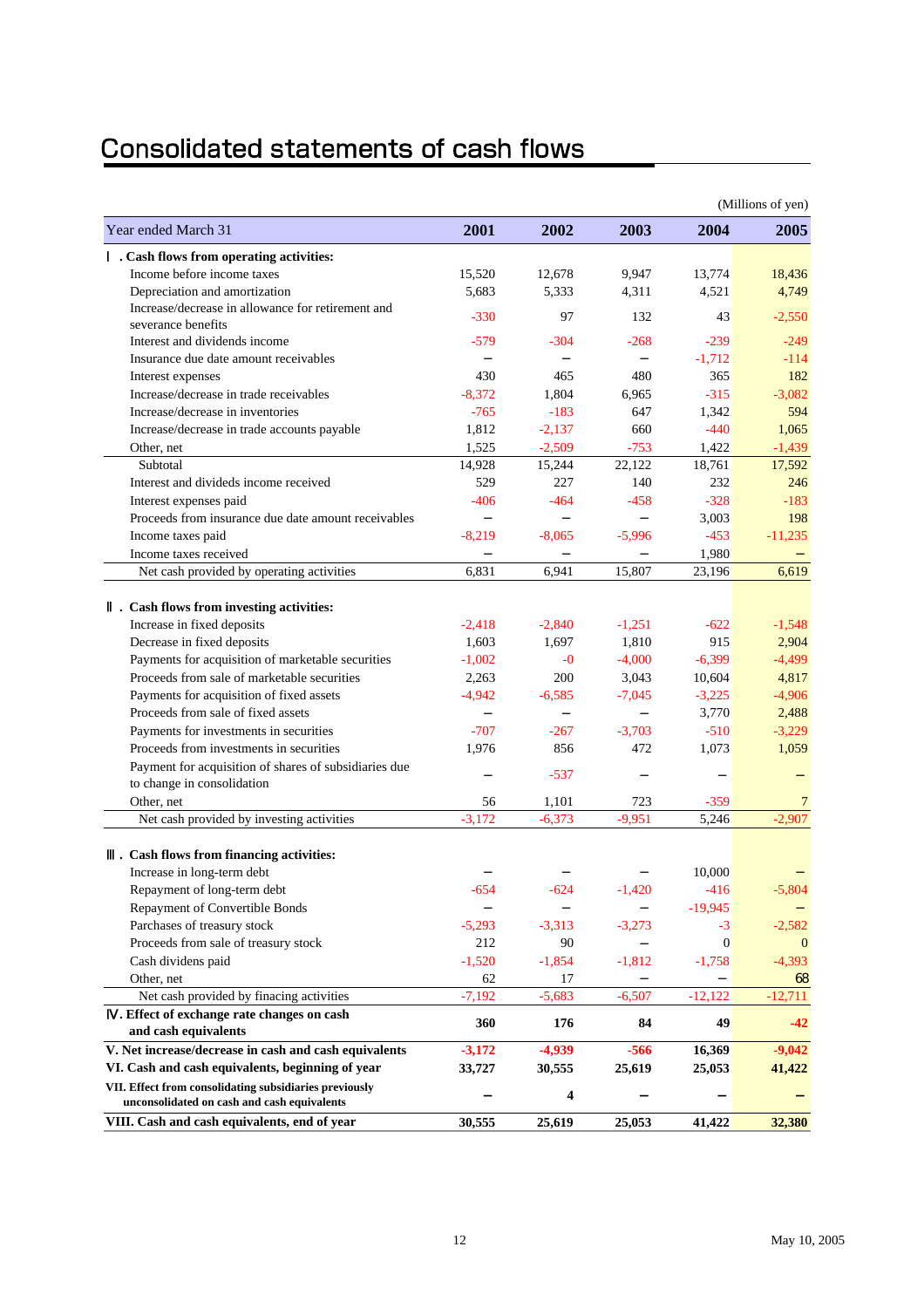# Consolidated statements of cash flows

(Millions of yen)

| Year ended March 31 | 2001 | 2002 | 2003 | 2004 | 2005 |
|---|---|---|---|---|---|
| **Ⅰ. Cash flows from operating activities:** | | | | | |
| Income before income taxes | 15,520 | 12,678 | 9,947 | 13,774 | 18,436 |
| Depreciation and amortization | 5,683 | 5,333 | 4,311 | 4,521 | 4,749 |
| Increase/decrease in allowance for retirement and severance benefits | -330 | 97 | 132 | 43 | -2,550 |
| Interest and dividends income | -579 | -304 | -268 | -239 | -249 |
| Insurance due date amount receivables | － | － | － | -1,712 | -114 |
| Interest expenses | 430 | 465 | 480 | 365 | 182 |
| Increase/decrease in trade receivables | -8,372 | 1,804 | 6,965 | -315 | -3,082 |
| Increase/decrease in inventories | -765 | -183 | 647 | 1,342 | 594 |
| Increase/decrease in trade accounts payable | 1,812 | -2,137 | 660 | -440 | 1,065 |
| Other, net | 1,525 | -2,509 | -753 | 1,422 | -1,439 |
| Subtotal | 14,928 | 15,244 | 22,122 | 18,761 | 17,592 |
| Interest and divideds income received | 529 | 227 | 140 | 232 | 246 |
| Interest expenses paid | -406 | -464 | -458 | -328 | -183 |
| Proceeds from insurance due date amount receivables | － | － | － | 3,003 | 198 |
| Income taxes paid | -8,219 | -8,065 | -5,996 | -453 | -11,235 |
| Income taxes received | － | － | － | 1,980 | － |
| Net cash provided by operating activities | 6,831 | 6,941 | 15,807 | 23,196 | 6,619 |
| **Ⅱ. Cash flows from investing activities:** | | | | | |
| Increase in fixed deposits | -2,418 | -2,840 | -1,251 | -622 | -1,548 |
| Decrease in fixed deposits | 1,603 | 1,697 | 1,810 | 915 | 2,904 |
| Payments for acquisition of marketable securities | -1,002 | -0 | -4,000 | -6,399 | -4,499 |
| Proceeds from sale of marketable securities | 2,263 | 200 | 3,043 | 10,604 | 4,817 |
| Payments for acquisition of fixed assets | -4,942 | -6,585 | -7,045 | -3,225 | -4,906 |
| Proceeds from sale of fixed assets | － | － | － | 3,770 | 2,488 |
| Payments for investments in securities | -707 | -267 | -3,703 | -510 | -3,229 |
| Proceeds from investments in securities | 1,976 | 856 | 472 | 1,073 | 1,059 |
| Payment for acquisition of shares of subsidiaries due to change in consolidation | － | -537 | － | － | － |
| Other, net | 56 | 1,101 | 723 | -359 | 7 |
| Net cash provided by investing activities | -3,172 | -6,373 | -9,951 | 5,246 | -2,907 |
| **Ⅲ. Cash flows from financing activities:** | | | | | |
| Increase in long-term debt | － | － | － | 10,000 | － |
| Repayment of long-term debt | -654 | -624 | -1,420 | -416 | -5,804 |
| Repayment of Convertible Bonds | － | － | － | -19,945 | － |
| Parchases of treasury stock | -5,293 | -3,313 | -3,273 | -3 | -2,582 |
| Proceeds from sale of treasury stock | 212 | 90 | － | 0 | 0 |
| Cash dividends paid | -1,520 | -1,854 | -1,812 | -1,758 | -4,393 |
| Other, net | 62 | 17 | － | － | 68 |
| Net cash provided by finacing activities | -7,192 | -5,683 | -6,507 | -12,122 | -12,711 |
| **Ⅳ. Effect of exchange rate changes on cash and cash equivalents** | **360** | **176** | **84** | **49** | **-42** |
| **V. Net increase/decrease in cash and cash equivalents** | **-3,172** | **-4,939** | **-566** | **16,369** | **-9,042** |
| **VI. Cash and cash equivalents, beginning of year** | **33,727** | **30,555** | **25,619** | **25,053** | **41,422** |
| **VII. Effect from consolidating subsidiaries previously unconsolidated on cash and cash equivalents** | **－** | **4** | **－** | **－** | **－** |
| **VIII. Cash and cash equivalents, end of year** | **30,555** | **25,619** | **25,053** | **41,422** | **32,380** |

May 10, 2005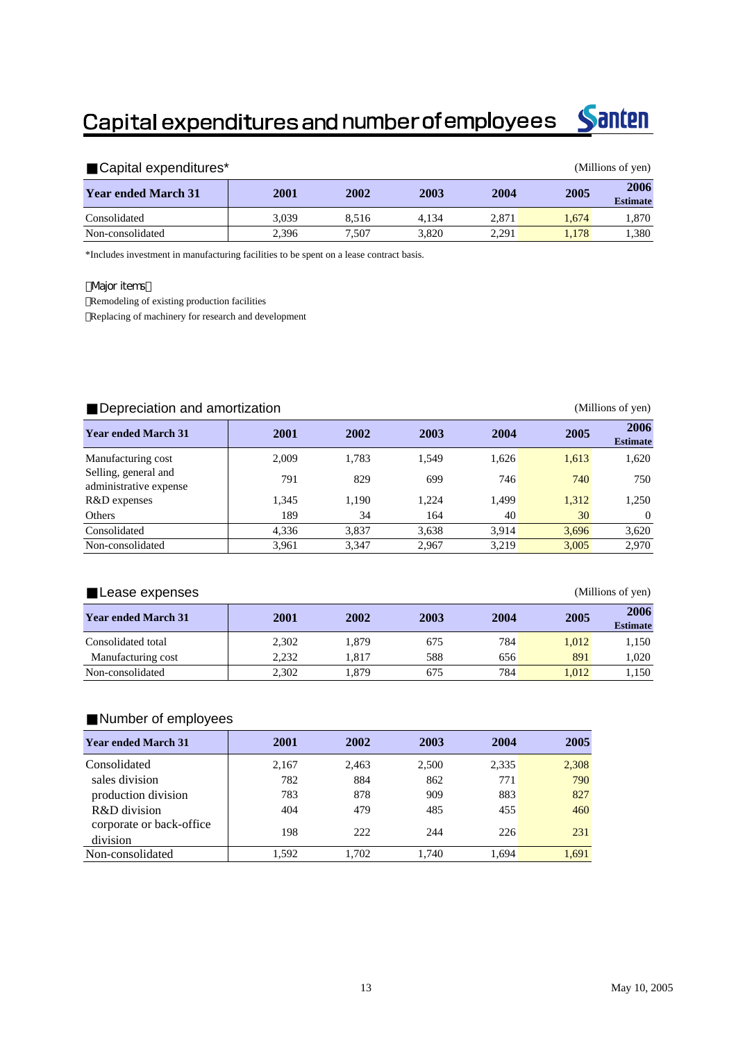# Capital expenditures and number of employees

## ■Capital expenditures*

(Millions of yen)

| Year ended March 31 | 2001 | 2002 | 2003 | 2004 | 2005 | 2006 Estimate |
|---|---|---|---|---|---|---|
| Consolidated | 3,039 | 8,516 | 4,134 | 2,871 | 1,674 | 1,870 |
| Non-consolidated | 2,396 | 7,507 | 3,820 | 2,291 | 1,178 | 1,380 |

*Includes investment in manufacturing facilities to be spent on a lease contract basis.

Major items

Remodeling of existing production facilities

Replacing of machinery for research and development

## ■Depreciation and amortization

(Millions of yen)

| Year ended March 31 | 2001 | 2002 | 2003 | 2004 | 2005 | 2006 Estimate |
|---|---|---|---|---|---|---|
| Manufacturing cost | 2,009 | 1,783 | 1,549 | 1,626 | 1,613 | 1,620 |
| Selling, general and administrative expense | 791 | 829 | 699 | 746 | 740 | 750 |
| R&D expenses | 1,345 | 1,190 | 1,224 | 1,499 | 1,312 | 1,250 |
| Others | 189 | 34 | 164 | 40 | 30 | 0 |
| Consolidated | 4,336 | 3,837 | 3,638 | 3,914 | 3,696 | 3,620 |
| Non-consolidated | 3,961 | 3,347 | 2,967 | 3,219 | 3,005 | 2,970 |

## ■Lease expenses

(Millions of yen)

| Year ended March 31 | 2001 | 2002 | 2003 | 2004 | 2005 | 2006 Estimate |
|---|---|---|---|---|---|---|
| Consolidated total | 2,302 | 1,879 | 675 | 784 | 1,012 | 1,150 |
| Manufacturing cost | 2,232 | 1,817 | 588 | 656 | 891 | 1,020 |
| Non-consolidated | 2,302 | 1,879 | 675 | 784 | 1,012 | 1,150 |

## ■Number of employees

| Year ended March 31 | 2001 | 2002 | 2003 | 2004 | 2005 |
|---|---|---|---|---|---|
| Consolidated | 2,167 | 2,463 | 2,500 | 2,335 | 2,308 |
| sales division | 782 | 884 | 862 | 771 | 790 |
| production division | 783 | 878 | 909 | 883 | 827 |
| R&D division | 404 | 479 | 485 | 455 | 460 |
| corporate or back-office division | 198 | 222 | 244 | 226 | 231 |
| Non-consolidated | 1,592 | 1,702 | 1,740 | 1,694 | 1,691 |

May 10, 2005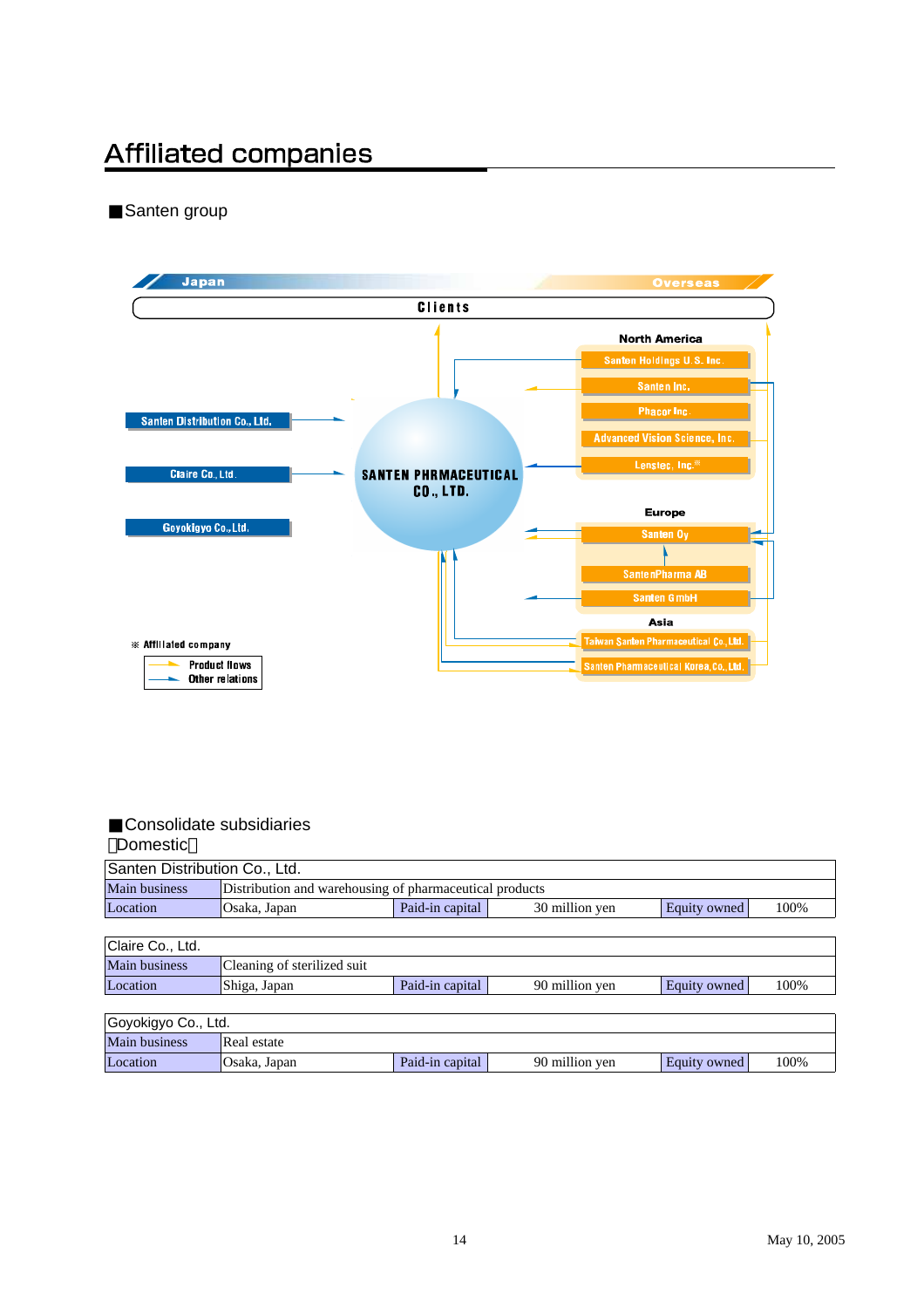# Affiliated companies

■Santen group

Japan | Overseas

Clients

North America
- Santen Holdings U.S. Inc.
- Santen Inc.
- Phacor Inc.
- Advanced Vision Science, Inc.
- Lenstec, Inc.※

Santen Distribution Co., Ltd.

Claire Co., Ltd.

Goyokigyo Co., Ltd.

SANTEN PHRMACEUTICAL CO., LTD.

Europe
- Santen Oy
- SantenPharma AB
- Santen GmbH

Asia
- Taiwan Santen Pharmaceutical Co., Ltd.
- Santen Pharmaceutical Korea, Co., Ltd.

※ Affiliated company

Product flows
Other relations

■Consolidate subsidiaries

【Domestic】

| Santen Distribution Co., Ltd. | | | | | |
|---|---|---|---|---|---|
| Main business | Distribution and warehousing of pharmaceutical products | | | | |
| Location | Osaka, Japan | Paid-in capital | 30 million yen | Equity owned | 100% |

| Claire Co., Ltd. | | | | | |
|---|---|---|---|---|---|
| Main business | Cleaning of sterilized suit | | | | |
| Location | Shiga, Japan | Paid-in capital | 90 million yen | Equity owned | 100% |

| Goyokigyo Co., Ltd. | | | | | |
|---|---|---|---|---|---|
| Main business | Real estate | | | | |
| Location | Osaka, Japan | Paid-in capital | 90 million yen | Equity owned | 100% |

May 10, 2005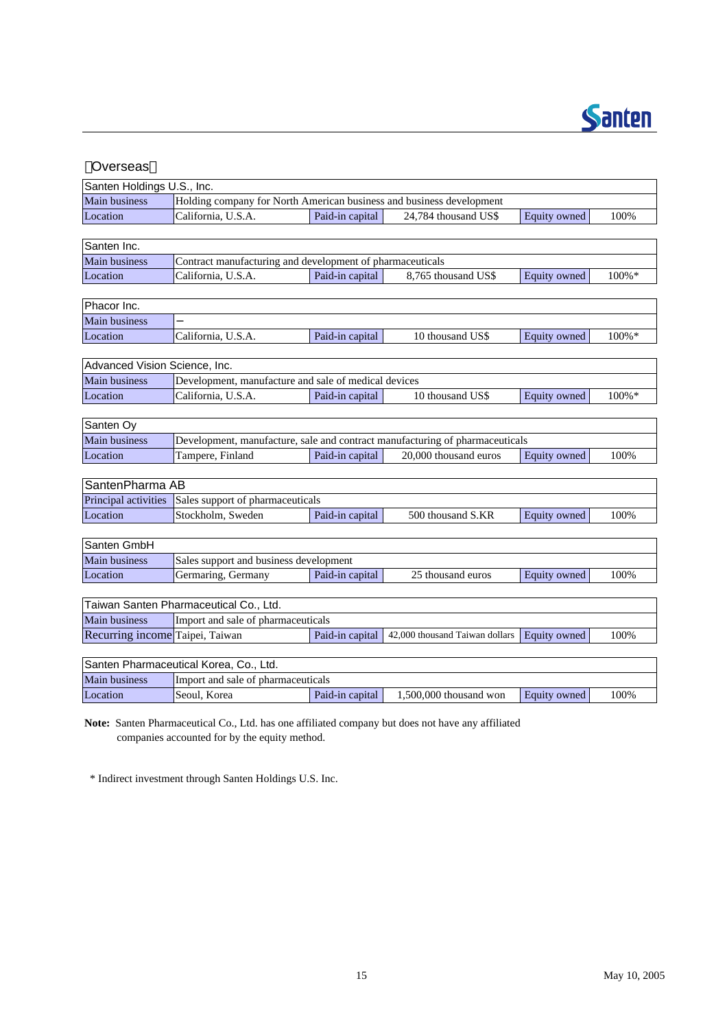【Overseas】

| Santen Holdings U.S., Inc. | | | | | |
|---|---|---|---|---|---|
| Main business | Holding company for North American business and business development | | | | |
| Location | California, U.S.A. | Paid-in capital | 24,784 thousand US$ | Equity owned | 100% |

| Santen Inc. | | | | | |
|---|---|---|---|---|---|
| Main business | Contract manufacturing and development of pharmaceuticals | | | | |
| Location | California, U.S.A. | Paid-in capital | 8,765 thousand US$ | Equity owned | 100%* |

| Phacor Inc. | | | | | |
|---|---|---|---|---|---|
| Main business | – | | | | |
| Location | California, U.S.A. | Paid-in capital | 10 thousand US$ | Equity owned | 100%* |

| Advanced Vision Science, Inc. | | | | | |
|---|---|---|---|---|---|
| Main business | Development, manufacture and sale of medical devices | | | | |
| Location | California, U.S.A. | Paid-in capital | 10 thousand US$ | Equity owned | 100%* |

| Santen Oy | | | | | |
|---|---|---|---|---|---|
| Main business | Development, manufacture, sale and contract manufacturing of pharmaceuticals | | | | |
| Location | Tampere, Finland | Paid-in capital | 20,000 thousand euros | Equity owned | 100% |

| SantenPharma AB | | | | | |
|---|---|---|---|---|---|
| Principal activities | Sales support of pharmaceuticals | | | | |
| Location | Stockholm, Sweden | Paid-in capital | 500 thousand S.KR | Equity owned | 100% |

| Santen GmbH | | | | | |
|---|---|---|---|---|---|
| Main business | Sales support and business development | | | | |
| Location | Germaring, Germany | Paid-in capital | 25 thousand euros | Equity owned | 100% |

| Taiwan Santen Pharmaceutical Co., Ltd. | | | | | |
|---|---|---|---|---|---|
| Main business | Import and sale of pharmaceuticals | | | | |
| Recurring income | Taipei, Taiwan | Paid-in capital | 42,000 thousand Taiwan dollars | Equity owned | 100% |

| Santen Pharmaceutical Korea, Co., Ltd. | | | | | |
|---|---|---|---|---|---|
| Main business | Import and sale of pharmaceuticals | | | | |
| Location | Seoul, Korea | Paid-in capital | 1,500,000 thousand won | Equity owned | 100% |

**Note:** Santen Pharmaceutical Co., Ltd. has one affiliated company but does not have any affiliated companies accounted for by the equity method.

* Indirect investment through Santen Holdings U.S. Inc.

May 10, 2005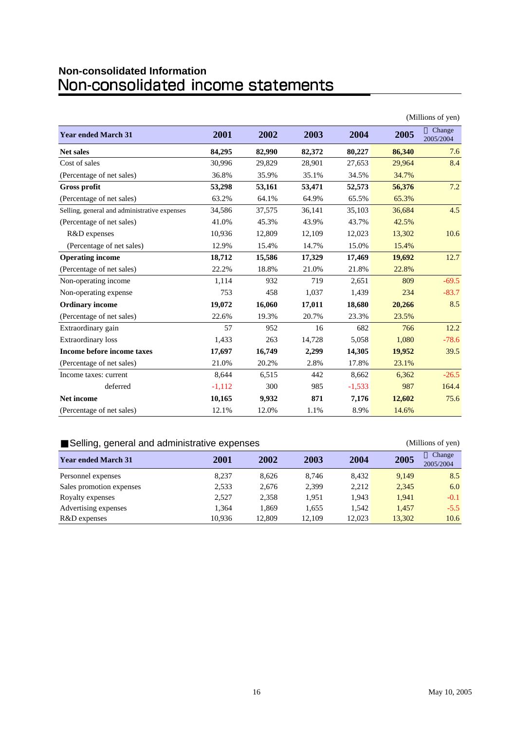## Non-consolidated Information

# Non-consolidated income statements

(Millions of yen)

| Year ended March 31 | 2001 | 2002 | 2003 | 2004 | 2005 | Change 2005/2004 |
|---|---|---|---|---|---|---|
| **Net sales** | **84,295** | **82,990** | **82,372** | **80,227** | **86,340** | 7.6 |
| Cost of sales | 30,996 | 29,829 | 28,901 | 27,653 | 29,964 | 8.4 |
| (Percentage of net sales) | 36.8% | 35.9% | 35.1% | 34.5% | 34.7% | |
| **Gross profit** | **53,298** | **53,161** | **53,471** | **52,573** | **56,376** | 7.2 |
| (Percentage of net sales) | 63.2% | 64.1% | 64.9% | 65.5% | 65.3% | |
| Selling, general and administrative expenses | 34,586 | 37,575 | 36,141 | 35,103 | 36,684 | 4.5 |
| (Percentage of net sales) | 41.0% | 45.3% | 43.9% | 43.7% | 42.5% | |
| R&D expenses | 10,936 | 12,809 | 12,109 | 12,023 | 13,302 | 10.6 |
| (Percentage of net sales) | 12.9% | 15.4% | 14.7% | 15.0% | 15.4% | |
| **Operating income** | **18,712** | **15,586** | **17,329** | **17,469** | **19,692** | 12.7 |
| (Percentage of net sales) | 22.2% | 18.8% | 21.0% | 21.8% | 22.8% | |
| Non-operating income | 1,114 | 932 | 719 | 2,651 | 809 | -69.5 |
| Non-operating expense | 753 | 458 | 1,037 | 1,439 | 234 | -83.7 |
| **Ordinary income** | **19,072** | **16,060** | **17,011** | **18,680** | **20,266** | 8.5 |
| (Percentage of net sales) | 22.6% | 19.3% | 20.7% | 23.3% | 23.5% | |
| Extraordinary gain | 57 | 952 | 16 | 682 | 766 | 12.2 |
| Extraordinary loss | 1,433 | 263 | 14,728 | 5,058 | 1,080 | -78.6 |
| **Income before income taxes** | **17,697** | **16,749** | **2,299** | **14,305** | **19,952** | 39.5 |
| (Percentage of net sales) | 21.0% | 20.2% | 2.8% | 17.8% | 23.1% | |
| Income taxes: current | 8,644 | 6,515 | 442 | 8,662 | 6,362 | -26.5 |
| deferred | -1,112 | 300 | 985 | -1,533 | 987 | 164.4 |
| **Net income** | **10,165** | **9,932** | **871** | **7,176** | **12,602** | 75.6 |
| (Percentage of net sales) | 12.1% | 12.0% | 1.1% | 8.9% | 14.6% | |

## ■Selling, general and administrative expenses

(Millions of yen)

| Year ended March 31 | 2001 | 2002 | 2003 | 2004 | 2005 | Change 2005/2004 |
|---|---|---|---|---|---|---|
| Personnel expenses | 8,237 | 8,626 | 8,746 | 8,432 | 9,149 | 8.5 |
| Sales promotion expenses | 2,533 | 2,676 | 2,399 | 2,212 | 2,345 | 6.0 |
| Royalty expenses | 2,527 | 2,358 | 1,951 | 1,943 | 1,941 | -0.1 |
| Advertising expenses | 1,364 | 1,869 | 1,655 | 1,542 | 1,457 | -5.5 |
| R&D expenses | 10,936 | 12,809 | 12,109 | 12,023 | 13,302 | 10.6 |

May 10, 2005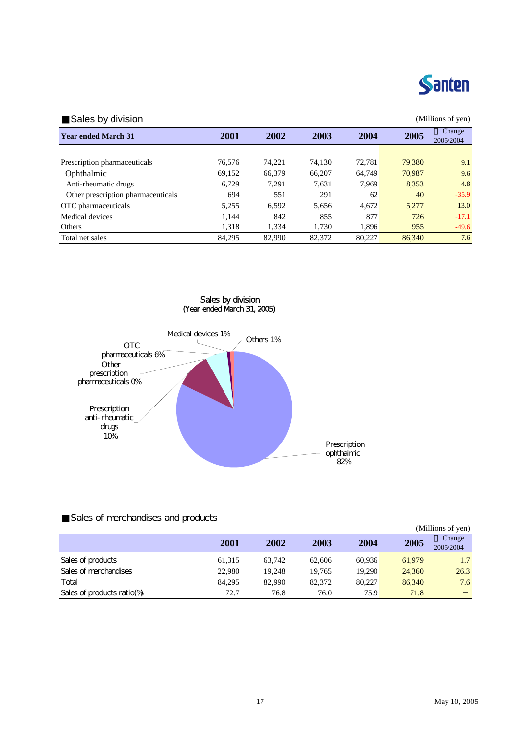## ■Sales by division

(Millions of yen)

| Year ended March 31 | 2001 | 2002 | 2003 | 2004 | 2005 | Change 2005/2004 |
|---|---|---|---|---|---|---|
| Prescription pharmaceuticals | 76,576 | 74,221 | 74,130 | 72,781 | 79,380 | 9.1 |
| Ophthalmic | 69,152 | 66,379 | 66,207 | 64,749 | 70,987 | 9.6 |
| Anti-rheumatic drugs | 6,729 | 7,291 | 7,631 | 7,969 | 8,353 | 4.8 |
| Other prescription pharmaceuticals | 694 | 551 | 291 | 62 | 40 | -35.9 |
| OTC pharmaceuticals | 5,255 | 6,592 | 5,656 | 4,672 | 5,277 | 13.0 |
| Medical devices | 1,144 | 842 | 855 | 877 | 726 | -17.1 |
| Others | 1,318 | 1,334 | 1,730 | 1,896 | 955 | -49.6 |
| Total net sales | 84,295 | 82,990 | 82,372 | 80,227 | 86,340 | 7.6 |

Sales by division
(Year ended March 31, 2005)

- Prescription ophthalmic 82%
- Prescription anti-rheumatic drugs 10%
- Other prescription pharmaceuticals 0%
- OTC pharmaceuticals 6%
- Medical devices 1%
- Others 1%

## ■Sales of merchandises and products

(Millions of yen)

| | 2001 | 2002 | 2003 | 2004 | 2005 | Change 2005/2004 |
|---|---|---|---|---|---|---|
| Sales of products | 61,315 | 63,742 | 62,606 | 60,936 | 61,979 | 1.7 |
| Sales of merchandises | 22,980 | 19,248 | 19,765 | 19,290 | 24,360 | 26.3 |
| Total | 84,295 | 82,990 | 82,372 | 80,227 | 86,340 | 7.6 |
| Sales of products ratio(%) | 72.7 | 76.8 | 76.0 | 75.9 | 71.8 | − |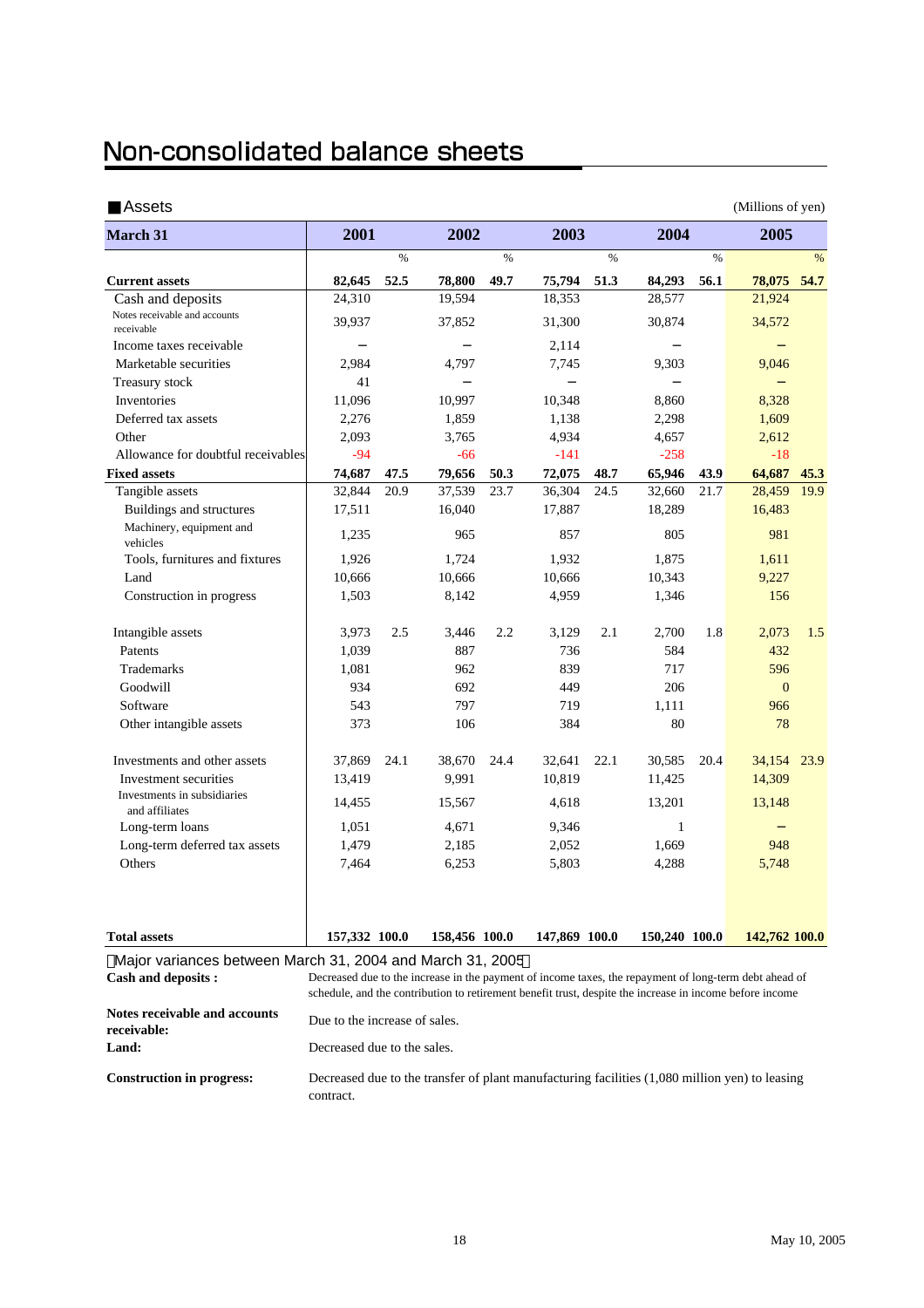# Non-consolidated balance sheets

## ■Assets

(Millions of yen)

| March 31 | 2001 | | 2002 | | 2003 | | 2004 | | 2005 | |
|---|---|---|---|---|---|---|---|---|---|---|
| | | % | | % | | % | | % | | % |
| **Current assets** | **82,645** | **52.5** | **78,800** | **49.7** | **75,794** | **51.3** | **84,293** | **56.1** | **78,075** | **54.7** |
| Cash and deposits | 24,310 | | 19,594 | | 18,353 | | 28,577 | | 21,924 | |
| Notes receivable and accounts receivable | 39,937 | | 37,852 | | 31,300 | | 30,874 | | 34,572 | |
| Income taxes receivable | − | | − | | 2,114 | | − | | − | |
| Marketable securities | 2,984 | | 4,797 | | 7,745 | | 9,303 | | 9,046 | |
| Treasury stock | 41 | | − | | − | | − | | − | |
| Inventories | 11,096 | | 10,997 | | 10,348 | | 8,860 | | 8,328 | |
| Deferred tax assets | 2,276 | | 1,859 | | 1,138 | | 2,298 | | 1,609 | |
| Other | 2,093 | | 3,765 | | 4,934 | | 4,657 | | 2,612 | |
| Allowance for doubtful receivables | -94 | | -66 | | -141 | | -258 | | -18 | |
| **Fixed assets** | **74,687** | **47.5** | **79,656** | **50.3** | **72,075** | **48.7** | **65,946** | **43.9** | **64,687** | **45.3** |
| Tangible assets | 32,844 | 20.9 | 37,539 | 23.7 | 36,304 | 24.5 | 32,660 | 21.7 | 28,459 | 19.9 |
| Buildings and structures | 17,511 | | 16,040 | | 17,887 | | 18,289 | | 16,483 | |
| Machinery, equipment and vehicles | 1,235 | | 965 | | 857 | | 805 | | 981 | |
| Tools, furnitures and fixtures | 1,926 | | 1,724 | | 1,932 | | 1,875 | | 1,611 | |
| Land | 10,666 | | 10,666 | | 10,666 | | 10,343 | | 9,227 | |
| Construction in progress | 1,503 | | 8,142 | | 4,959 | | 1,346 | | 156 | |
| Intangible assets | 3,973 | 2.5 | 3,446 | 2.2 | 3,129 | 2.1 | 2,700 | 1.8 | 2,073 | 1.5 |
| Patents | 1,039 | | 887 | | 736 | | 584 | | 432 | |
| Trademarks | 1,081 | | 962 | | 839 | | 717 | | 596 | |
| Goodwill | 934 | | 692 | | 449 | | 206 | | 0 | |
| Software | 543 | | 797 | | 719 | | 1,111 | | 966 | |
| Other intangible assets | 373 | | 106 | | 384 | | 80 | | 78 | |
| Investments and other assets | 37,869 | 24.1 | 38,670 | 24.4 | 32,641 | 22.1 | 30,585 | 20.4 | 34,154 | 23.9 |
| Investment securities | 13,419 | | 9,991 | | 10,819 | | 11,425 | | 14,309 | |
| Investments in subsidiaries and affiliates | 14,455 | | 15,567 | | 4,618 | | 13,201 | | 13,148 | |
| Long-term loans | 1,051 | | 4,671 | | 9,346 | | 1 | | − | |
| Long-term deferred tax assets | 1,479 | | 2,185 | | 2,052 | | 1,669 | | 948 | |
| Others | 7,464 | | 6,253 | | 5,803 | | 4,288 | | 5,748 | |
| **Total assets** | **157,332** | **100.0** | **158,456** | **100.0** | **147,869** | **100.0** | **150,240** | **100.0** | **142,762** | **100.0** |

Major variances between March 31, 2004 and March 31, 2005

**Cash and deposits :** Decreased due to the increase in the payment of income taxes, the repayment of long-term debt ahead of schedule, and the contribution to retirement benefit trust, despite the increase in income before income

**Notes receivable and accounts receivable:** Due to the increase of sales.

**Land:** Decreased due to the sales.

**Construction in progress:** Decreased due to the transfer of plant manufacturing facilities (1,080 million yen) to leasing contract.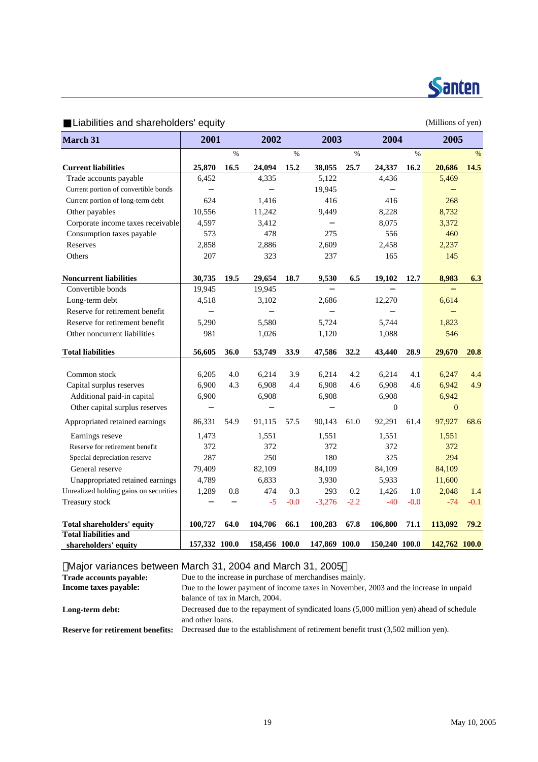## ■Liabilities and shareholders' equity

(Millions of yen)

| March 31 | 2001 | | 2002 | | 2003 | | 2004 | | 2005 | |
|---|---|---|---|---|---|---|---|---|---|---|
| | | % | | % | | % | | % | | % |
| **Current liabilities** | **25,870** | **16.5** | **24,094** | **15.2** | **38,055** | **25.7** | **24,337** | **16.2** | **20,686** | **14.5** |
| Trade accounts payable | 6,452 | | 4,335 | | 5,122 | | 4,436 | | 5,469 | |
| Current portion of convertible bonds | − | | − | | 19,945 | | − | | − | |
| Current portion of long-term debt | 624 | | 1,416 | | 416 | | 416 | | 268 | |
| Other payables | 10,556 | | 11,242 | | 9,449 | | 8,228 | | 8,732 | |
| Corporate income taxes receivable | 4,597 | | 3,412 | | − | | 8,075 | | 3,372 | |
| Consumption taxes payable | 573 | | 478 | | 275 | | 556 | | 460 | |
| Reserves | 2,858 | | 2,886 | | 2,609 | | 2,458 | | 2,237 | |
| Others | 207 | | 323 | | 237 | | 165 | | 145 | |
| **Noncurrent liabilities** | **30,735** | **19.5** | **29,654** | **18.7** | **9,530** | **6.5** | **19,102** | **12.7** | **8,983** | **6.3** |
| Convertible bonds | 19,945 | | 19,945 | | − | | − | | − | |
| Long-term debt | 4,518 | | 3,102 | | 2,686 | | 12,270 | | 6,614 | |
| Reserve for retirement benefit | − | | − | | − | | − | | − | |
| Reserve for retirement benefit | 5,290 | | 5,580 | | 5,724 | | 5,744 | | 1,823 | |
| Other noncurrent liabilities | 981 | | 1,026 | | 1,120 | | 1,088 | | 546 | |
| **Total liabilities** | **56,605** | **36.0** | **53,749** | **33.9** | **47,586** | **32.2** | **43,440** | **28.9** | **29,670** | **20.8** |
| Common stock | 6,205 | 4.0 | 6,214 | 3.9 | 6,214 | 4.2 | 6,214 | 4.1 | 6,247 | 4.4 |
| Capital surplus reserves | 6,900 | 4.3 | 6,908 | 4.4 | 6,908 | 4.6 | 6,908 | 4.6 | 6,942 | 4.9 |
| Additional paid-in capital | 6,900 | | 6,908 | | 6,908 | | 6,908 | | 6,942 | |
| Other capital surplus reserves | − | | − | | − | | 0 | | 0 | |
| Appropriated retained earnings | 86,331 | 54.9 | 91,115 | 57.5 | 90,143 | 61.0 | 92,291 | 61.4 | 97,927 | 68.6 |
| Earnings reseve | 1,473 | | 1,551 | | 1,551 | | 1,551 | | 1,551 | |
| Reserve for retirement benefit | 372 | | 372 | | 372 | | 372 | | 372 | |
| Special depreciation reserve | 287 | | 250 | | 180 | | 325 | | 294 | |
| General reserve | 79,409 | | 82,109 | | 84,109 | | 84,109 | | 84,109 | |
| Unappropriated retained earnings | 4,789 | | 6,833 | | 3,930 | | 5,933 | | 11,600 | |
| Unrealized holding gains on securities | 1,289 | 0.8 | 474 | 0.3 | 293 | 0.2 | 1,426 | 1.0 | 2,048 | 1.4 |
| Treasury stock | − | − | -5 | -0.0 | -3,276 | -2.2 | -40 | -0.0 | -74 | -0.1 |
| **Total shareholders' equity** | **100,727** | **64.0** | **104,706** | **66.1** | **100,283** | **67.8** | **106,800** | **71.1** | **113,092** | **79.2** |
| **Total liabilities and shareholders' equity** | **157,332** | **100.0** | **158,456** | **100.0** | **147,869** | **100.0** | **150,240** | **100.0** | **142,762** | **100.0** |

Major variances between March 31, 2004 and March 31, 2005

**Trade accounts payable:** Due to the increase in purchase of merchandises mainly.

**Income taxes payable:** Due to the lower payment of income taxes in November, 2003 and the increase in unpaid balance of tax in March, 2004.

**Long-term debt:** Decreased due to the repayment of syndicated loans (5,000 million yen) ahead of schedule and other loans.

**Reserve for retirement benefits:** Decreased due to the establishment of retirement benefit trust (3,502 million yen).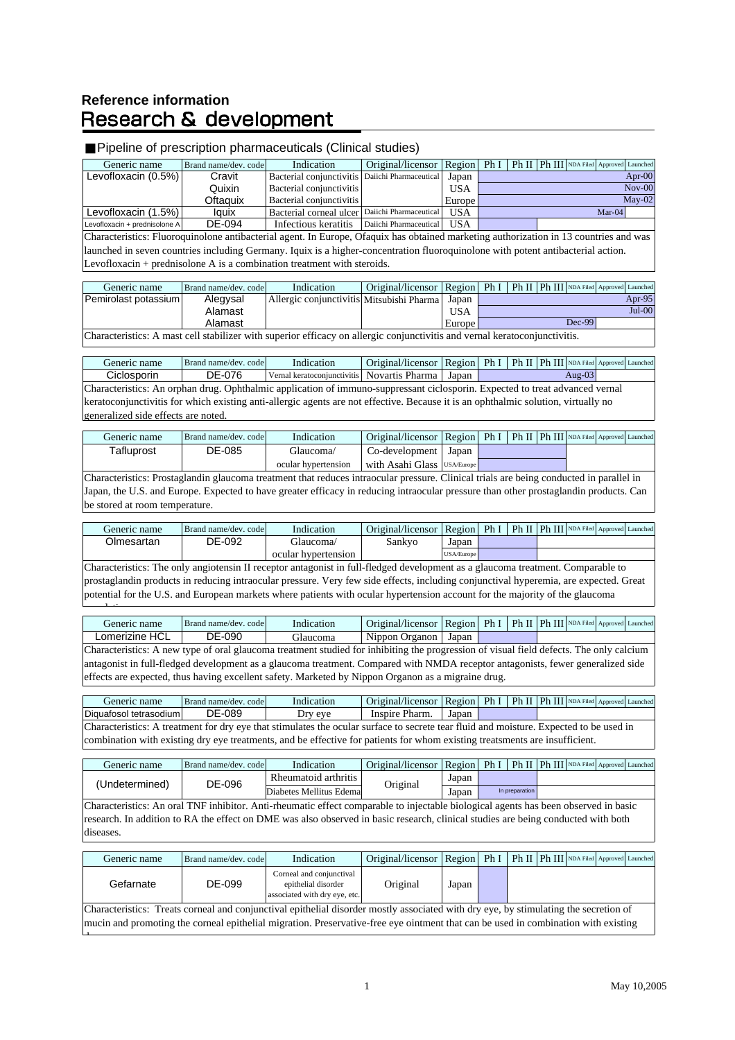## Reference information

# Research & development

### ■Pipeline of prescription pharmaceuticals (Clinical studies)

| Generic name | Brand name/dev. code | Indication | Original/licensor | Region | Ph I | Ph II | Ph III | NDA Filed | Approved | Launched |
|---|---|---|---|---|---|---|---|---|---|---|
| Levofloxacin (0.5%) | Cravit | Bacterial conjunctivitis | Daiichi Pharmaceutical | Japan | | | | | | Apr-00 |
| | Quixin | Bacterial conjunctivitis | | USA | | | | | | Nov-00 |
| | Oftaquix | Bacterial conjunctivitis | | Europe | | | | | | May-02 |
| Levofloxacin (1.5%) | Iquix | Bacterial corneal ulcer | Daiichi Pharmaceutical | USA | | | | | Mar-04 | |
| Levofloxacin + prednisolone A | DE-094 | Infectious keratitis | Daiichi Pharmaceutical | USA | | | | | | |

Characteristics: Fluoroquinolone antibacterial agent. In Europe, Ofaquix has obtained marketing authorization in 13 countries and was launched in seven countries including Germany. Iquix is a higher-concentration fluoroquinolone with potent antibacterial action. Levofloxacin + prednisolone A is a combination treatment with steroids.

| Generic name | Brand name/dev. code | Indication | Original/licensor | Region | Ph I | Ph II | Ph III | NDA Filed | Approved | Launched |
|---|---|---|---|---|---|---|---|---|---|---|
| Pemirolast potassium | Alegysal | Allergic conjunctivitis | Mitsubishi Pharma | Japan | | | | | | Apr-95 |
| | Alamast | | | USA | | | | | | Jul-00 |
| | Alamast | | | Europe | | | | Dec-99 | | |

Characteristics: A mast cell stabilizer with superior efficacy on allergic conjunctivitis and vernal keratoconjunctivitis.

| Generic name | Brand name/dev. code | Indication | Original/licensor | Region | Ph I | Ph II | Ph III | NDA Filed | Approved | Launched |
|---|---|---|---|---|---|---|---|---|---|---|
| Ciclosporin | DE-076 | Vernal keratoconjunctivitis | Novartis Pharma | Japan | | | | Aug-03 | | |

Characteristics: An orphan drug. Ophthalmic application of immuno-suppressant ciclosporin. Expected to treat advanced vernal keratoconjunctivitis for which existing anti-allergic agents are not effective. Because it is an ophthalmic solution, virtually no generalized side effects are noted.

| Generic name | Brand name/dev. code | Indication | Original/licensor | Region | Ph I | Ph II | Ph III | NDA Filed | Approved | Launched |
|---|---|---|---|---|---|---|---|---|---|---|
| Tafluprost | DE-085 | Glaucoma/ | Co-development | Japan | | | | | | |
| | | ocular hypertension | with Asahi Glass | USA/Europe | | | | | | |

Characteristics: Prostaglandin glaucoma treatment that reduces intraocular pressure. Clinical trials are being conducted in parallel in Japan, the U.S. and Europe. Expected to have greater efficacy in reducing intraocular pressure than other prostaglandin products. Can be stored at room temperature.

| Generic name | Brand name/dev. code | Indication | Original/licensor | Region | Ph I | Ph II | Ph III | NDA Filed | Approved | Launched |
|---|---|---|---|---|---|---|---|---|---|---|
| Olmesartan | DE-092 | Glaucoma/ | Sankyo | Japan | | | | | | |
| | | ocular hypertension | | USA/Europe | | | | | | |

Characteristics: The only angiotensin II receptor antagonist in full-fledged development as a glaucoma treatment. Comparable to prostaglandin products in reducing intraocular pressure. Very few side effects, including conjunctival hyperemia, are expected. Great potential for the U.S. and European markets where patients with ocular hypertension account for the majority of the glaucoma

| Generic name | Brand name/dev. code | Indication | Original/licensor | Region | Ph I | Ph II | Ph III | NDA Filed | Approved | Launched |
|---|---|---|---|---|---|---|---|---|---|---|
| Lomerizine HCL | DE-090 | Glaucoma | Nippon Organon | Japan | | | | | | |

Characteristics: A new type of oral glaucoma treatment studied for inhibiting the progression of visual field defects. The only calcium antagonist in full-fledged development as a glaucoma treatment. Compared with NMDA receptor antagonists, fewer generalized side effects are expected, thus having excellent safety. Marketed by Nippon Organon as a migraine drug.

| Generic name | Brand name/dev. code | Indication | Original/licensor | Region | Ph I | Ph II | Ph III | NDA Filed | Approved | Launched |
|---|---|---|---|---|---|---|---|---|---|---|
| Diquafosol tetrasodium | DE-089 | Dry eye | Inspire Pharm. | Japan | | | | | | |

Characteristics: A treatment for dry eye that stimulates the ocular surface to secrete tear fluid and moisture. Expected to be used in combination with existing dry eye treatments, and be effective for patients for whom existing treatsments are insufficient.

| Generic name | Brand name/dev. code | Indication | Original/licensor | Region | Ph I | Ph II | Ph III | NDA Filed | Approved | Launched |
|---|---|---|---|---|---|---|---|---|---|---|
| (Undetermined) | DE-096 | Rheumatoid arthritis | Original | Japan | | | | | | |
| | | Diabetes Mellitus Edema | | Japan | | In preparation | | | | |

Characteristics: An oral TNF inhibitor. Anti-rheumatic effect comparable to injectable biological agents has been observed in basic research. In addition to RA the effect on DME was also observed in basic research, clinical studies are being conducted with both diseases.

| Generic name | Brand name/dev. code | Indication | Original/licensor | Region | Ph I | Ph II | Ph III | NDA Filed | Approved | Launched |
|---|---|---|---|---|---|---|---|---|---|---|
| Gefarnate | DE-099 | Corneal and conjunctival epithelial disorder associated with dry eye, etc. | Original | Japan | | | | | | |

Characteristics: Treats corneal and conjunctival epithelial disorder mostly associated with dry eye, by stimulating the secretion of mucin and promoting the corneal epithelial migration. Preservative-free eye ointment that can be used in combination with existing

May 10,2005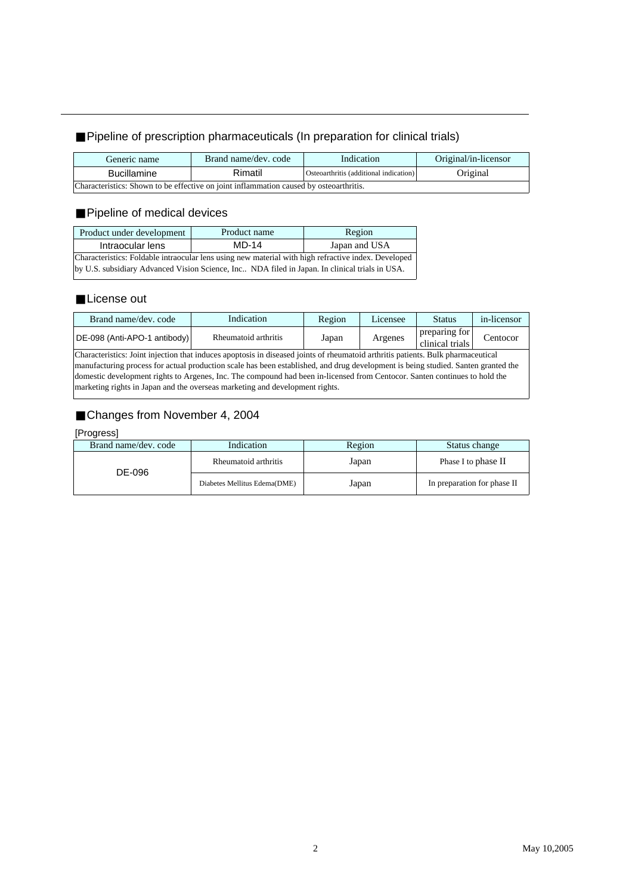## ■Pipeline of prescription pharmaceuticals (In preparation for clinical trials)

| Generic name | Brand name/dev. code | Indication | Original/in-licensor |
|---|---|---|---|
| Bucillamine | Rimatil | Osteoarthritis (additional indication) | Original |
| Characteristics: Shown to be effective on joint inflammation caused by osteoarthritis. | | | |

## ■Pipeline of medical devices

| Product under development | Product name | Region |
|---|---|---|
| Intraocular lens | MD-14 | Japan and USA |
| Characteristics: Foldable intraocular lens using new material with high refractive index. Developed by U.S. subsidiary Advanced Vision Science, Inc.. NDA filed in Japan. In clinical trials in USA. | | |

## ■License out

| Brand name/dev. code | Indication | Region | Licensee | Status | in-licensor |
|---|---|---|---|---|---|
| DE-098 (Anti-APO-1 antibody) | Rheumatoid arthritis | Japan | Argenes | preparing for clinical trials | Centocor |
| Characteristics: Joint injection that induces apoptosis in diseased joints of rheumatoid arthritis patients. Bulk pharmaceutical manufacturing process for actual production scale has been established, and drug development is being studied. Santen granted the domestic development rights to Argenes, Inc. The compound had been in-licensed from Centocor. Santen continues to hold the marketing rights in Japan and the overseas marketing and development rights. | | | | | |

## ■Changes from November 4, 2004

[Progress]

| Brand name/dev. code | Indication | Region | Status change |
|---|---|---|---|
| DE-096 | Rheumatoid arthritis | Japan | Phase I to phase II |
| | Diabetes Mellitus Edema(DME) | Japan | In preparation for phase II |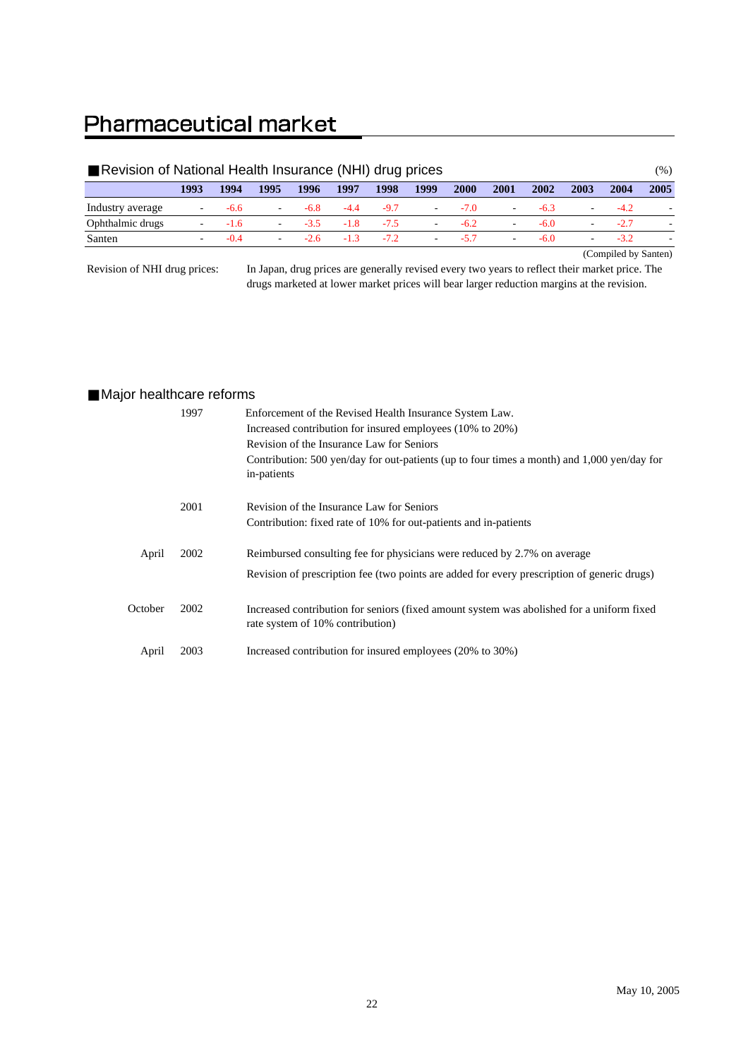# Pharmaceutical market

## ■Revision of National Health Insurance (NHI) drug prices

(%)

| | 1993 | 1994 | 1995 | 1996 | 1997 | 1998 | 1999 | 2000 | 2001 | 2002 | 2003 | 2004 | 2005 |
|---|---|---|---|---|---|---|---|---|---|---|---|---|---|
| Industry average | - | -6.6 | - | -6.8 | -4.4 | -9.7 | - | -7.0 | - | -6.3 | - | -4.2 | - |
| Ophthalmic drugs | - | -1.6 | - | -3.5 | -1.8 | -7.5 | - | -6.2 | - | -6.0 | - | -2.7 | - |
| Santen | - | -0.4 | - | -2.6 | -1.3 | -7.2 | - | -5.7 | - | -6.0 | - | -3.2 | - |

(Compiled by Santen)

Revision of NHI drug prices: In Japan, drug prices are generally revised every two years to reflect their market price. The drugs marketed at lower market prices will bear larger reduction margins at the revision.

## ■Major healthcare reforms

| | | |
|---|---|---|
| | 1997 | Enforcement of the Revised Health Insurance System Law.<br>Increased contribution for insured employees (10% to 20%)<br>Revision of the Insurance Law for Seniors<br>Contribution: 500 yen/day for out-patients (up to four times a month) and 1,000 yen/day for in-patients |
| | 2001 | Revision of the Insurance Law for Seniors<br>Contribution: fixed rate of 10% for out-patients and in-patients |
| April | 2002 | Reimbursed consulting fee for physicians were reduced by 2.7% on average<br>Revision of prescription fee (two points are added for every prescription of generic drugs) |
| October | 2002 | Increased contribution for seniors (fixed amount system was abolished for a uniform fixed rate system of 10% contribution) |
| April | 2003 | Increased contribution for insured employees (20% to 30%) |

May 10, 2005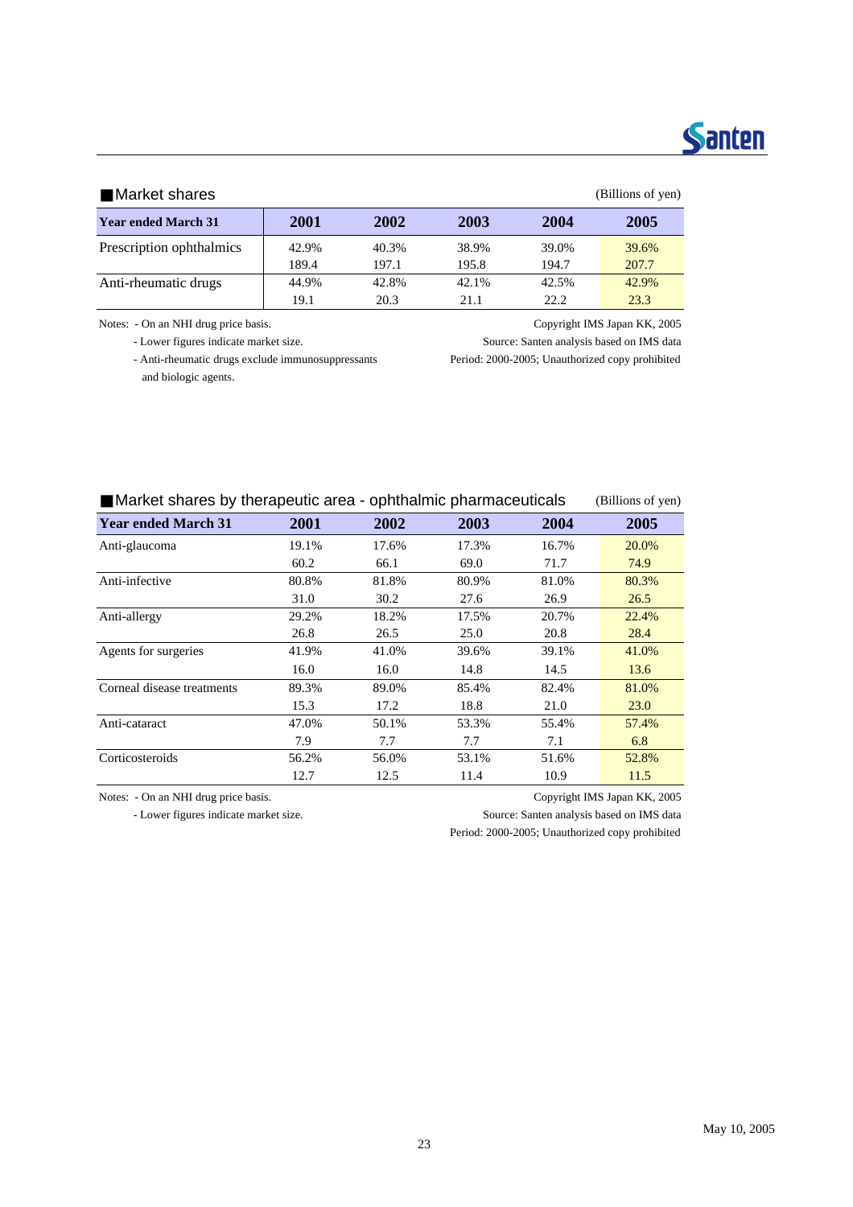## ■Market shares

(Billions of yen)

| Year ended March 31 | 2001 | 2002 | 2003 | 2004 | 2005 |
|---|---|---|---|---|---|
| Prescription ophthalmics | 42.9% | 40.3% | 38.9% | 39.0% | 39.6% |
| | 189.4 | 197.1 | 195.8 | 194.7 | 207.7 |
| Anti-rheumatic drugs | 44.9% | 42.8% | 42.1% | 42.5% | 42.9% |
| | 19.1 | 20.3 | 21.1 | 22.2 | 23.3 |

Notes: - On an NHI drug price basis.
- Lower figures indicate market size.
- Anti-rheumatic drugs exclude immunosuppressants and biologic agents.

Copyright IMS Japan KK, 2005
Source: Santen analysis based on IMS data
Period: 2000-2005; Unauthorized copy prohibited

## ■Market shares by therapeutic area - ophthalmic pharmaceuticals

(Billions of yen)

| Year ended March 31 | 2001 | 2002 | 2003 | 2004 | 2005 |
|---|---|---|---|---|---|
| Anti-glaucoma | 19.1% | 17.6% | 17.3% | 16.7% | 20.0% |
| | 60.2 | 66.1 | 69.0 | 71.7 | 74.9 |
| Anti-infective | 80.8% | 81.8% | 80.9% | 81.0% | 80.3% |
| | 31.0 | 30.2 | 27.6 | 26.9 | 26.5 |
| Anti-allergy | 29.2% | 18.2% | 17.5% | 20.7% | 22.4% |
| | 26.8 | 26.5 | 25.0 | 20.8 | 28.4 |
| Agents for surgeries | 41.9% | 41.0% | 39.6% | 39.1% | 41.0% |
| | 16.0 | 16.0 | 14.8 | 14.5 | 13.6 |
| Corneal disease treatments | 89.3% | 89.0% | 85.4% | 82.4% | 81.0% |
| | 15.3 | 17.2 | 18.8 | 21.0 | 23.0 |
| Anti-cataract | 47.0% | 50.1% | 53.3% | 55.4% | 57.4% |
| | 7.9 | 7.7 | 7.7 | 7.1 | 6.8 |
| Corticosteroids | 56.2% | 56.0% | 53.1% | 51.6% | 52.8% |
| | 12.7 | 12.5 | 11.4 | 10.9 | 11.5 |

Notes: - On an NHI drug price basis.
- Lower figures indicate market size.

Copyright IMS Japan KK, 2005
Source: Santen analysis based on IMS data
Period: 2000-2005; Unauthorized copy prohibited

May 10, 2005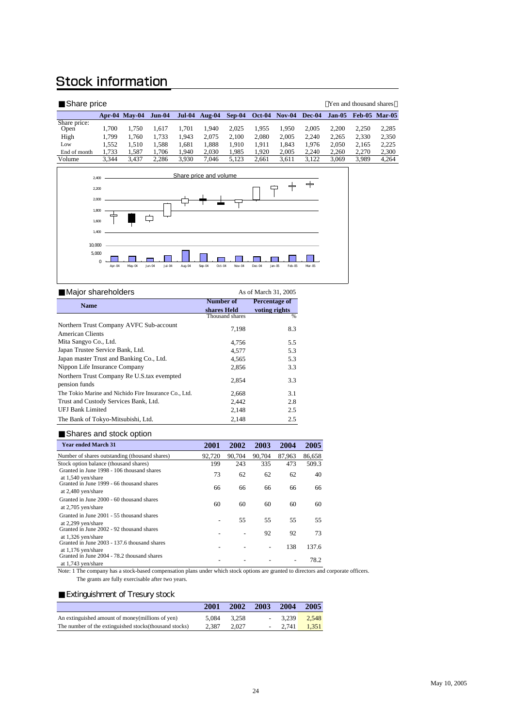# Stock information

## Share price

(Yen and thousand shares)

| | Apr-04 | May-04 | Jun-04 | Jul-04 | Aug-04 | Sep-04 | Oct-04 | Nov-04 | Dec-04 | Jan-05 | Feb-05 | Mar-05 |
|---|---|---|---|---|---|---|---|---|---|---|---|---|
| Share price: Open | 1,700 | 1,750 | 1,617 | 1,701 | 1,940 | 2,025 | 1,955 | 1,950 | 2,005 | 2,200 | 2,250 | 2,285 |
| High | 1,799 | 1,760 | 1,733 | 1,943 | 2,075 | 2,100 | 2,080 | 2,005 | 2,240 | 2,265 | 2,330 | 2,350 |
| Low | 1,552 | 1,510 | 1,588 | 1,681 | 1,888 | 1,910 | 1,911 | 1,843 | 1,976 | 2,050 | 2,165 | 2,225 |
| End of month | 1,733 | 1,587 | 1,706 | 1,940 | 2,030 | 1,985 | 1,920 | 2,005 | 2,240 | 2,260 | 2,270 | 2,300 |
| Volume | 3,344 | 3,437 | 2,286 | 3,930 | 7,046 | 5,123 | 2,661 | 3,611 | 3,122 | 3,069 | 3,989 | 4,264 |

Share price and volume

## Major shareholders

As of March 31, 2005

| Name | Number of shares Held | Percentage of voting rights |
|---|---|---|
| | Thousand shares | % |
| Northern Trust Company AVFC Sub-account American Clients | 7,198 | 8.3 |
| Mita Sangyo Co., Ltd. | 4,756 | 5.5 |
| Japan Trustee Service Bank, Ltd. | 4,577 | 5.3 |
| Japan master Trust and Banking Co., Ltd. | 4,565 | 5.3 |
| Nippon Life Insurance Company | 2,856 | 3.3 |
| Northern Trust Company Re U.S.tax evempted pension funds | 2,854 | 3.3 |
| The Tokio Marine and Nichido Fire Insurance Co., Ltd. | 2,668 | 3.1 |
| Trust and Custody Services Bank, Ltd. | 2,442 | 2.8 |
| UFJ Bank Limited | 2,148 | 2.5 |
| The Bank of Tokyo-Mitsubishi, Ltd. | 2,148 | 2.5 |

## Shares and stock option

| Year ended March 31 | 2001 | 2002 | 2003 | 2004 | 2005 |
|---|---|---|---|---|---|
| Number of shares outstanding (thousand shares) | 92,720 | 90,704 | 90,704 | 87,963 | 86,658 |
| Stock option balance (thousand shares) | 199 | 243 | 335 | 473 | 509.3 |
| Granted in June 1998 - 106 thousand shares at 1,540 yen/share | 73 | 62 | 62 | 62 | 40 |
| Granted in June 1999 - 66 thousand shares at 2,480 yen/share | 66 | 66 | 66 | 66 | 66 |
| Granted in June 2000 - 60 thousand shares at 2,705 yen/share | 60 | 60 | 60 | 60 | 60 |
| Granted in June 2001 - 55 thousand shares at 2,299 yen/share | - | 55 | 55 | 55 | 55 |
| Granted in June 2002 - 92 thousand shares at 1,326 yen/share | - | - | 92 | 92 | 73 |
| Granted in June 2003 - 137.6 thousand shares at 1,176 yen/share | - | - | - | 138 | 137.6 |
| Granted in June 2004 - 78.2 thousand shares at 1,743 yen/share | - | - | - | - | 78.2 |

Note: 1 The company has a stock-based compensation plans under which stock options are granted to directors and corporate officers.
The grants are fully exercisable after two years.

## Extinguishment of Tresury stock

| | 2001 | 2002 | 2003 | 2004 | 2005 |
|---|---|---|---|---|---|
| An extinguished amount of money(millions of yen) | 5,084 | 3,258 | - | 3,239 | 2,548 |
| The number of the extinguished stocks(thousand stocks) | 2,387 | 2,027 | - | 2,741 | 1,351 |

May 10, 2005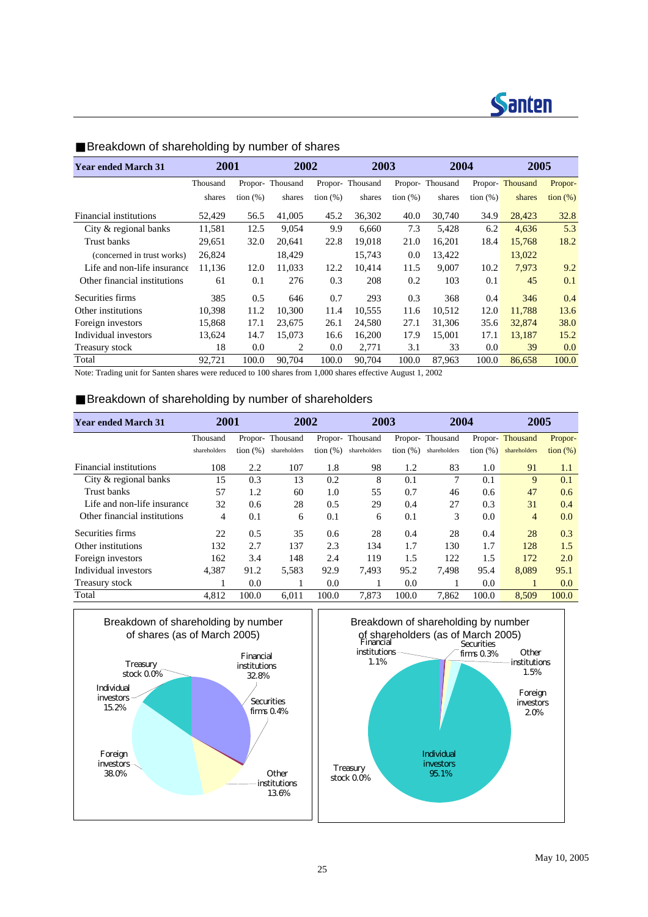## Breakdown of shareholding by number of shares

| Year ended March 31 | 2001 | | 2002 | | 2003 | | 2004 | | 2005 | |
|---|---|---|---|---|---|---|---|---|---|---|
| | Thousand shares | Proportion (%) | Thousand shares | Proportion (%) | Thousand shares | Proportion (%) | Thousand shares | Proportion (%) | Thousand shares | Proportion (%) |
| Financial institutions | 52,429 | 56.5 | 41,005 | 45.2 | 36,302 | 40.0 | 30,740 | 34.9 | 28,423 | 32.8 |
| City & regional banks | 11,581 | 12.5 | 9,054 | 9.9 | 6,660 | 7.3 | 5,428 | 6.2 | 4,636 | 5.3 |
| Trust banks | 29,651 | 32.0 | 20,641 | 22.8 | 19,018 | 21.0 | 16,201 | 18.4 | 15,768 | 18.2 |
| (concerned in trust works) | 26,824 | | 18,429 | | 15,743 | 0.0 | 13,422 | | 13,022 | |
| Life and non-life insurance | 11,136 | 12.0 | 11,033 | 12.2 | 10,414 | 11.5 | 9,007 | 10.2 | 7,973 | 9.2 |
| Other financial institutions | 61 | 0.1 | 276 | 0.3 | 208 | 0.2 | 103 | 0.1 | 45 | 0.1 |
| Securities firms | 385 | 0.5 | 646 | 0.7 | 293 | 0.3 | 368 | 0.4 | 346 | 0.4 |
| Other institutions | 10,398 | 11.2 | 10,300 | 11.4 | 10,555 | 11.6 | 10,512 | 12.0 | 11,788 | 13.6 |
| Foreign investors | 15,868 | 17.1 | 23,675 | 26.1 | 24,580 | 27.1 | 31,306 | 35.6 | 32,874 | 38.0 |
| Individual investors | 13,624 | 14.7 | 15,073 | 16.6 | 16,200 | 17.9 | 15,001 | 17.1 | 13,187 | 15.2 |
| Treasury stock | 18 | 0.0 | 2 | 0.0 | 2,771 | 3.1 | 33 | 0.0 | 39 | 0.0 |
| Total | 92,721 | 100.0 | 90,704 | 100.0 | 90,704 | 100.0 | 87,963 | 100.0 | 86,658 | 100.0 |

Note: Trading unit for Santen shares were reduced to 100 shares from 1,000 shares effective August 1, 2002

## Breakdown of shareholding by number of shareholders

| Year ended March 31 | 2001 | | 2002 | | 2003 | | 2004 | | 2005 | |
|---|---|---|---|---|---|---|---|---|---|---|
| | Thousand shareholders | Proportion (%) | Thousand shareholders | Proportion (%) | Thousand shareholders | Proportion (%) | Thousand shareholders | Proportion (%) | Thousand shareholders | Proportion (%) |
| Financial institutions | 108 | 2.2 | 107 | 1.8 | 98 | 1.2 | 83 | 1.0 | 91 | 1.1 |
| City & regional banks | 15 | 0.3 | 13 | 0.2 | 8 | 0.1 | 7 | 0.1 | 9 | 0.1 |
| Trust banks | 57 | 1.2 | 60 | 1.0 | 55 | 0.7 | 46 | 0.6 | 47 | 0.6 |
| Life and non-life insurance | 32 | 0.6 | 28 | 0.5 | 29 | 0.4 | 27 | 0.3 | 31 | 0.4 |
| Other financial institutions | 4 | 0.1 | 6 | 0.1 | 6 | 0.1 | 3 | 0.0 | 4 | 0.0 |
| Securities firms | 22 | 0.5 | 35 | 0.6 | 28 | 0.4 | 28 | 0.4 | 28 | 0.3 |
| Other institutions | 132 | 2.7 | 137 | 2.3 | 134 | 1.7 | 130 | 1.7 | 128 | 1.5 |
| Foreign investors | 162 | 3.4 | 148 | 2.4 | 119 | 1.5 | 122 | 1.5 | 172 | 2.0 |
| Individual investors | 4,387 | 91.2 | 5,583 | 92.9 | 7,493 | 95.2 | 7,498 | 95.4 | 8,089 | 95.1 |
| Treasury stock | 1 | 0.0 | 1 | 0.0 | 1 | 0.0 | 1 | 0.0 | 1 | 0.0 |
| Total | 4,812 | 100.0 | 6,011 | 100.0 | 7,873 | 100.0 | 7,862 | 100.0 | 8,509 | 100.0 |

Breakdown of shareholding by number of shares (as of March 2005)

Financial institutions 32.8%, Securities firms 0.4%, Other institutions 13.6%, Foreign investors 38.0%, Individual investors 15.2%, Treasury stock 0.0%

Breakdown of shareholding by number of shareholders (as of March 2005)

Financial institutions 1.1%, Securities firms 0.3%, Other institutions 1.5%, Foreign investors 2.0%, Individual investors 95.1%, Treasury stock 0.0%

May 10, 2005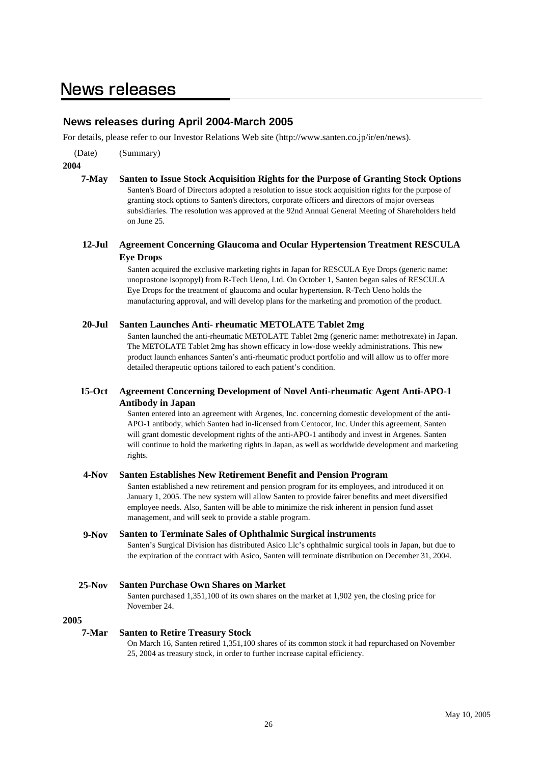# News releases

## News releases during April 2004-March 2005

For details, please refer to our Investor Relations Web site (http://www.santen.co.jp/ir/en/news).

(Date) (Summary)

**2004**

**7-May** **Santen to Issue Stock Acquisition Rights for the Purpose of Granting Stock Options**

Santen's Board of Directors adopted a resolution to issue stock acquisition rights for the purpose of granting stock options to Santen's directors, corporate officers and directors of major overseas subsidiaries. The resolution was approved at the 92nd Annual General Meeting of Shareholders held on June 25.

**12-Jul** **Agreement Concerning Glaucoma and Ocular Hypertension Treatment RESCULA Eye Drops**

Santen acquired the exclusive marketing rights in Japan for RESCULA Eye Drops (generic name: unoprostone isopropyl) from R-Tech Ueno, Ltd. On October 1, Santen began sales of RESCULA Eye Drops for the treatment of glaucoma and ocular hypertension. R-Tech Ueno holds the manufacturing approval, and will develop plans for the marketing and promotion of the product.

**20-Jul** **Santen Launches Anti- rheumatic METOLATE Tablet 2mg**

Santen launched the anti-rheumatic METOLATE Tablet 2mg (generic name: methotrexate) in Japan. The METOLATE Tablet 2mg has shown efficacy in low-dose weekly administrations. This new product launch enhances Santen's anti-rheumatic product portfolio and will allow us to offer more detailed therapeutic options tailored to each patient's condition.

**15-Oct** **Agreement Concerning Development of Novel Anti-rheumatic Agent Anti-APO-1 Antibody in Japan**

Santen entered into an agreement with Argenes, Inc. concerning domestic development of the anti-APO-1 antibody, which Santen had in-licensed from Centocor, Inc. Under this agreement, Santen will grant domestic development rights of the anti-APO-1 antibody and invest in Argenes. Santen will continue to hold the marketing rights in Japan, as well as worldwide development and marketing rights.

**4-Nov** **Santen Establishes New Retirement Benefit and Pension Program**

Santen established a new retirement and pension program for its employees, and introduced it on January 1, 2005. The new system will allow Santen to provide fairer benefits and meet diversified employee needs. Also, Santen will be able to minimize the risk inherent in pension fund asset management, and will seek to provide a stable program.

**9-Nov** **Santen to Terminate Sales of Ophthalmic Surgical instruments**

Santen's Surgical Division has distributed Asico Llc's ophthalmic surgical tools in Japan, but due to the expiration of the contract with Asico, Santen will terminate distribution on December 31, 2004.

**25-Nov** **Santen Purchase Own Shares on Market**

Santen purchased 1,351,100 of its own shares on the market at 1,902 yen, the closing price for November 24.

**2005**

**7-Mar** **Santen to Retire Treasury Stock**

On March 16, Santen retired 1,351,100 shares of its common stock it had repurchased on November 25, 2004 as treasury stock, in order to further increase capital efficiency.

May 10, 2005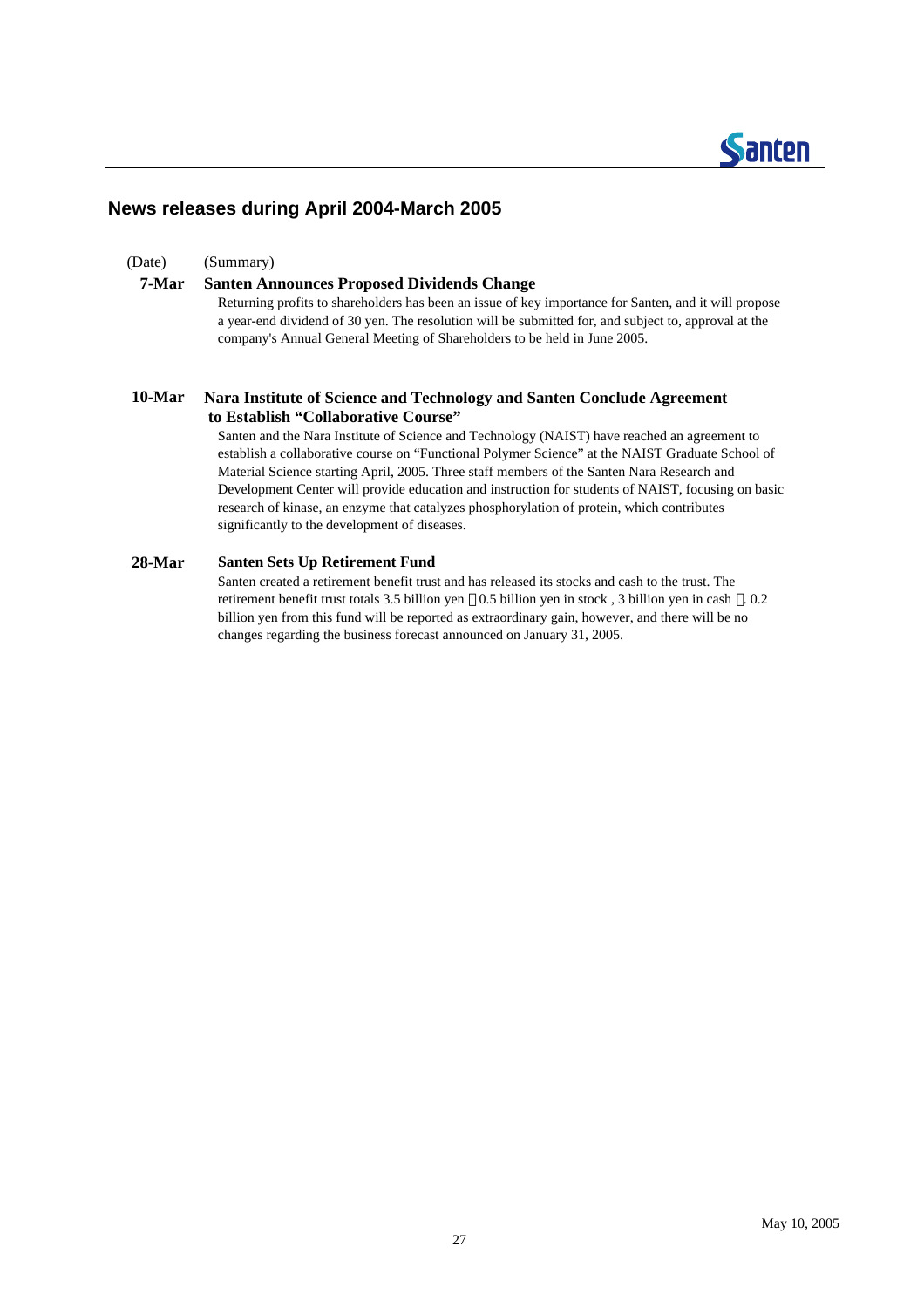## News releases during April 2004-March 2005

(Date) (Summary)

**7-Mar** **Santen Announces Proposed Dividends Change**

Returning profits to shareholders has been an issue of key importance for Santen, and it will propose a year-end dividend of 30 yen. The resolution will be submitted for, and subject to, approval at the company's Annual General Meeting of Shareholders to be held in June 2005.

**10-Mar** **Nara Institute of Science and Technology and Santen Conclude Agreement to Establish "Collaborative Course"**

Santen and the Nara Institute of Science and Technology (NAIST) have reached an agreement to establish a collaborative course on "Functional Polymer Science" at the NAIST Graduate School of Material Science starting April, 2005. Three staff members of the Santen Nara Research and Development Center will provide education and instruction for students of NAIST, focusing on basic research of kinase, an enzyme that catalyzes phosphorylation of protein, which contributes significantly to the development of diseases.

**28-Mar** **Santen Sets Up Retirement Fund**

Santen created a retirement benefit trust and has released its stocks and cash to the trust. The retirement benefit trust totals 3.5 billion yen （0.5 billion yen in stock , 3 billion yen in cash ）. 0.2 billion yen from this fund will be reported as extraordinary gain, however, and there will be no changes regarding the business forecast announced on January 31, 2005.

May 10, 2005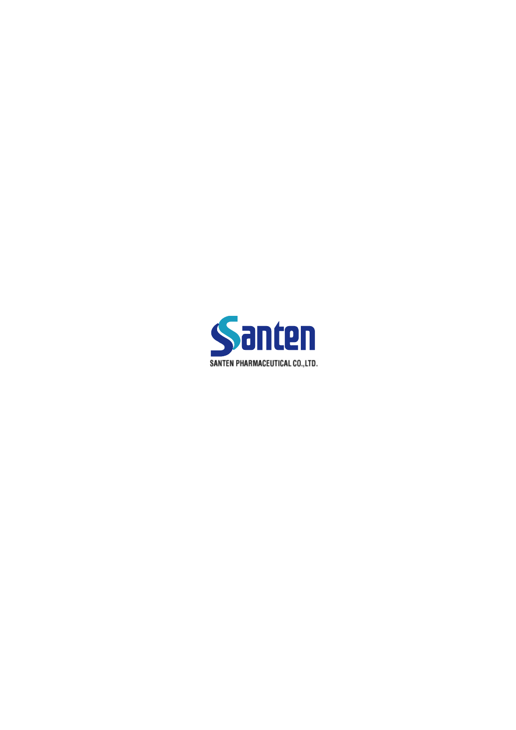Santen

SANTEN PHARMACEUTICAL CO.,LTD.